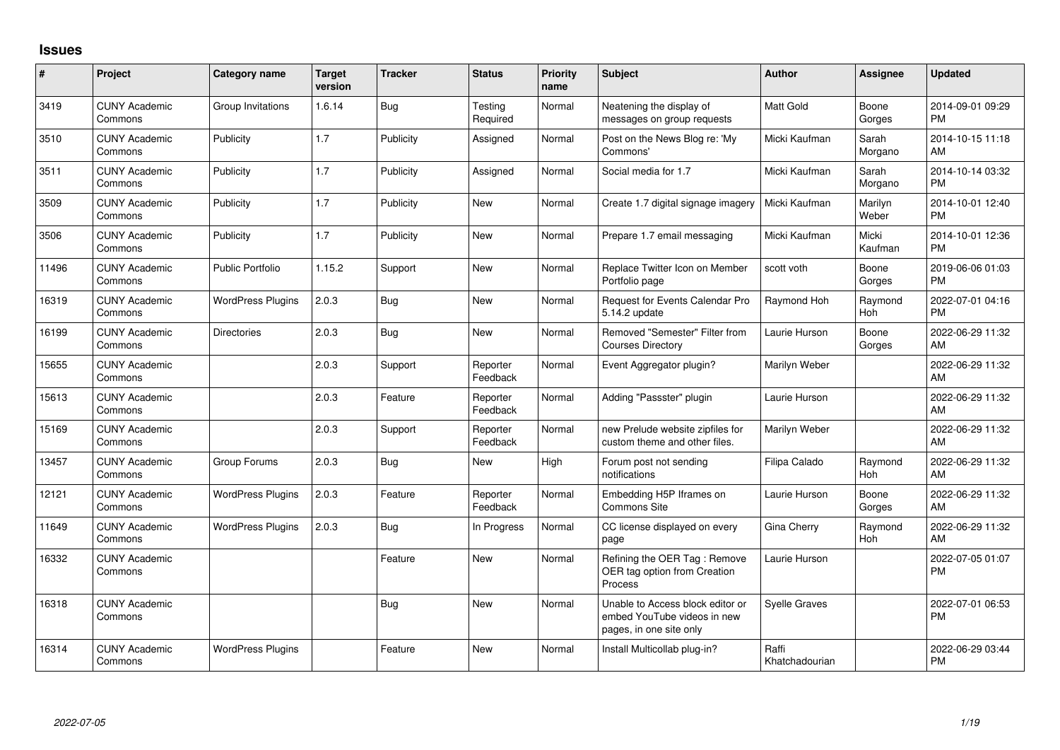## Issues

| # | Project | Category name | Target version | Tracker | Status | Priority name | Subject | Author | Assignee | Updated |
|---|---|---|---|---|---|---|---|---|---|---|
| 3419 | CUNY Academic Commons | Group Invitations | 1.6.14 | Bug | Testing Required | Normal | Neatening the display of messages on group requests | Matt Gold | Boone Gorges | 2014-09-01 09:29 PM |
| 3510 | CUNY Academic Commons | Publicity | 1.7 | Publicity | Assigned | Normal | Post on the News Blog re: 'My Commons' | Micki Kaufman | Sarah Morgano | 2014-10-15 11:18 AM |
| 3511 | CUNY Academic Commons | Publicity | 1.7 | Publicity | Assigned | Normal | Social media for 1.7 | Micki Kaufman | Sarah Morgano | 2014-10-14 03:32 PM |
| 3509 | CUNY Academic Commons | Publicity | 1.7 | Publicity | New | Normal | Create 1.7 digital signage imagery | Micki Kaufman | Marilyn Weber | 2014-10-01 12:40 PM |
| 3506 | CUNY Academic Commons | Publicity | 1.7 | Publicity | New | Normal | Prepare 1.7 email messaging | Micki Kaufman | Micki Kaufman | 2014-10-01 12:36 PM |
| 11496 | CUNY Academic Commons | Public Portfolio | 1.15.2 | Support | New | Normal | Replace Twitter Icon on Member Portfolio page | scott voth | Boone Gorges | 2019-06-06 01:03 PM |
| 16319 | CUNY Academic Commons | WordPress Plugins | 2.0.3 | Bug | New | Normal | Request for Events Calendar Pro 5.14.2 update | Raymond Hoh | Raymond Hoh | 2022-07-01 04:16 PM |
| 16199 | CUNY Academic Commons | Directories | 2.0.3 | Bug | New | Normal | Removed "Semester" Filter from Courses Directory | Laurie Hurson | Boone Gorges | 2022-06-29 11:32 AM |
| 15655 | CUNY Academic Commons | | 2.0.3 | Support | Reporter Feedback | Normal | Event Aggregator plugin? | Marilyn Weber | | 2022-06-29 11:32 AM |
| 15613 | CUNY Academic Commons | | 2.0.3 | Feature | Reporter Feedback | Normal | Adding "Passster" plugin | Laurie Hurson | | 2022-06-29 11:32 AM |
| 15169 | CUNY Academic Commons | | 2.0.3 | Support | Reporter Feedback | Normal | new Prelude website zipfiles for custom theme and other files. | Marilyn Weber | | 2022-06-29 11:32 AM |
| 13457 | CUNY Academic Commons | Group Forums | 2.0.3 | Bug | New | High | Forum post not sending notifications | Filipa Calado | Raymond Hoh | 2022-06-29 11:32 AM |
| 12121 | CUNY Academic Commons | WordPress Plugins | 2.0.3 | Feature | Reporter Feedback | Normal | Embedding H5P Iframes on Commons Site | Laurie Hurson | Boone Gorges | 2022-06-29 11:32 AM |
| 11649 | CUNY Academic Commons | WordPress Plugins | 2.0.3 | Bug | In Progress | Normal | CC license displayed on every page | Gina Cherry | Raymond Hoh | 2022-06-29 11:32 AM |
| 16332 | CUNY Academic Commons | | | Feature | New | Normal | Refining the OER Tag : Remove OER tag option from Creation Process | Laurie Hurson | | 2022-07-05 01:07 PM |
| 16318 | CUNY Academic Commons | | | Bug | New | Normal | Unable to Access block editor or embed YouTube videos in new pages, in one site only | Syelle Graves | | 2022-07-01 06:53 PM |
| 16314 | CUNY Academic Commons | WordPress Plugins | | Feature | New | Normal | Install Multicollab plug-in? | Raffi Khatchadourian | | 2022-06-29 03:44 PM |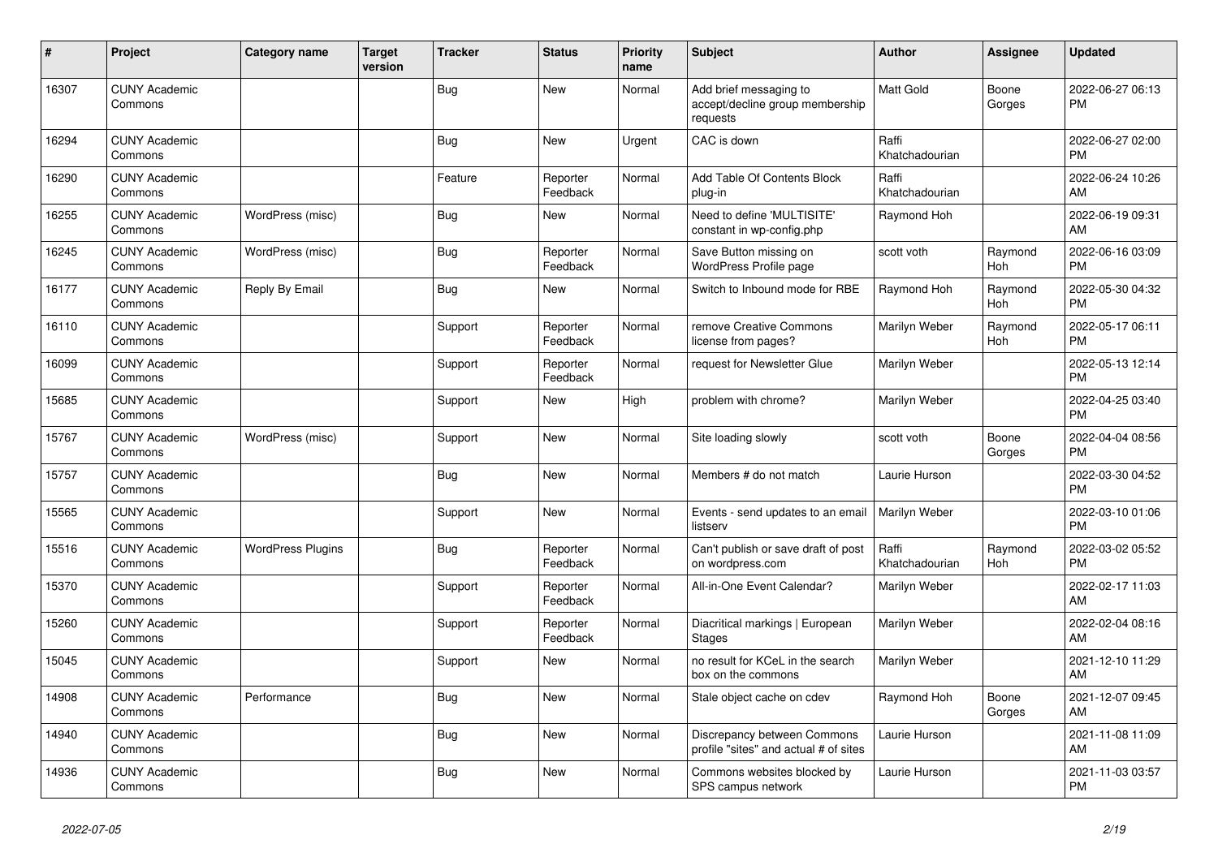| # | Project | Category name | Target version | Tracker | Status | Priority name | Subject | Author | Assignee | Updated |
|---|---|---|---|---|---|---|---|---|---|---|
| 16307 | CUNY Academic Commons | | | Bug | New | Normal | Add brief messaging to accept/decline group membership requests | Matt Gold | Boone Gorges | 2022-06-27 06:13 PM |
| 16294 | CUNY Academic Commons | | | Bug | New | Urgent | CAC is down | Raffi Khatchadourian | | 2022-06-27 02:00 PM |
| 16290 | CUNY Academic Commons | | | Feature | Reporter Feedback | Normal | Add Table Of Contents Block plug-in | Raffi Khatchadourian | | 2022-06-24 10:26 AM |
| 16255 | CUNY Academic Commons | WordPress (misc) | | Bug | New | Normal | Need to define 'MULTISITE' constant in wp-config.php | Raymond Hoh | | 2022-06-19 09:31 AM |
| 16245 | CUNY Academic Commons | WordPress (misc) | | Bug | Reporter Feedback | Normal | Save Button missing on WordPress Profile page | scott voth | Raymond Hoh | 2022-06-16 03:09 PM |
| 16177 | CUNY Academic Commons | Reply By Email | | Bug | New | Normal | Switch to Inbound mode for RBE | Raymond Hoh | Raymond Hoh | 2022-05-30 04:32 PM |
| 16110 | CUNY Academic Commons | | | Support | Reporter Feedback | Normal | remove Creative Commons license from pages? | Marilyn Weber | Raymond Hoh | 2022-05-17 06:11 PM |
| 16099 | CUNY Academic Commons | | | Support | Reporter Feedback | Normal | request for Newsletter Glue | Marilyn Weber | | 2022-05-13 12:14 PM |
| 15685 | CUNY Academic Commons | | | Support | New | High | problem with chrome? | Marilyn Weber | | 2022-04-25 03:40 PM |
| 15767 | CUNY Academic Commons | WordPress (misc) | | Support | New | Normal | Site loading slowly | scott voth | Boone Gorges | 2022-04-04 08:56 PM |
| 15757 | CUNY Academic Commons | | | Bug | New | Normal | Members # do not match | Laurie Hurson | | 2022-03-30 04:52 PM |
| 15565 | CUNY Academic Commons | | | Support | New | Normal | Events - send updates to an email listserv | Marilyn Weber | | 2022-03-10 01:06 PM |
| 15516 | CUNY Academic Commons | WordPress Plugins | | Bug | Reporter Feedback | Normal | Can't publish or save draft of post on wordpress.com | Raffi Khatchadourian | Raymond Hoh | 2022-03-02 05:52 PM |
| 15370 | CUNY Academic Commons | | | Support | Reporter Feedback | Normal | All-in-One Event Calendar? | Marilyn Weber | | 2022-02-17 11:03 AM |
| 15260 | CUNY Academic Commons | | | Support | Reporter Feedback | Normal | Diacritical markings \| European Stages | Marilyn Weber | | 2022-02-04 08:16 AM |
| 15045 | CUNY Academic Commons | | | Support | New | Normal | no result for KCeL in the search box on the commons | Marilyn Weber | | 2021-12-10 11:29 AM |
| 14908 | CUNY Academic Commons | Performance | | Bug | New | Normal | Stale object cache on cdev | Raymond Hoh | Boone Gorges | 2021-12-07 09:45 AM |
| 14940 | CUNY Academic Commons | | | Bug | New | Normal | Discrepancy between Commons profile "sites" and actual # of sites | Laurie Hurson | | 2021-11-08 11:09 AM |
| 14936 | CUNY Academic Commons | | | Bug | New | Normal | Commons websites blocked by SPS campus network | Laurie Hurson | | 2021-11-03 03:57 PM |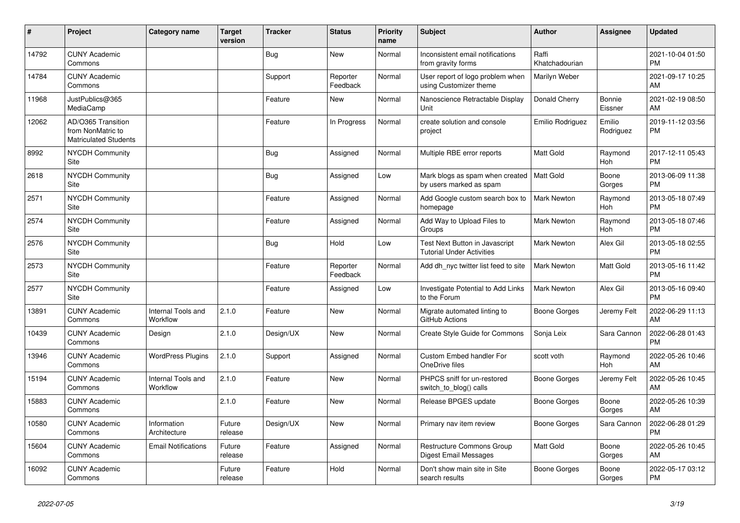| # | Project | Category name | Target version | Tracker | Status | Priority name | Subject | Author | Assignee | Updated |
|---|---|---|---|---|---|---|---|---|---|---|
| 14792 | CUNY Academic Commons | | | Bug | New | Normal | Inconsistent email notifications from gravity forms | Raffi Khatchadourian | | 2021-10-04 01:50 PM |
| 14784 | CUNY Academic Commons | | | Support | Reporter Feedback | Normal | User report of logo problem when using Customizer theme | Marilyn Weber | | 2021-09-17 10:25 AM |
| 11968 | JustPublics@365 MediaCamp | | | Feature | New | Normal | Nanoscience Retractable Display Unit | Donald Cherry | Bonnie Eissner | 2021-02-19 08:50 AM |
| 12062 | AD/O365 Transition from NonMatric to Matriculated Students | | | Feature | In Progress | Normal | create solution and console project | Emilio Rodriguez | Emilio Rodriguez | 2019-11-12 03:56 PM |
| 8992 | NYCDH Community Site | | | Bug | Assigned | Normal | Multiple RBE error reports | Matt Gold | Raymond Hoh | 2017-12-11 05:43 PM |
| 2618 | NYCDH Community Site | | | Bug | Assigned | Low | Mark blogs as spam when created by users marked as spam | Matt Gold | Boone Gorges | 2013-06-09 11:38 PM |
| 2571 | NYCDH Community Site | | | Feature | Assigned | Normal | Add Google custom search box to homepage | Mark Newton | Raymond Hoh | 2013-05-18 07:49 PM |
| 2574 | NYCDH Community Site | | | Feature | Assigned | Normal | Add Way to Upload Files to Groups | Mark Newton | Raymond Hoh | 2013-05-18 07:46 PM |
| 2576 | NYCDH Community Site | | | Bug | Hold | Low | Test Next Button in Javascript Tutorial Under Activities | Mark Newton | Alex Gil | 2013-05-18 02:55 PM |
| 2573 | NYCDH Community Site | | | Feature | Reporter Feedback | Normal | Add dh_nyc twitter list feed to site | Mark Newton | Matt Gold | 2013-05-16 11:42 PM |
| 2577 | NYCDH Community Site | | | Feature | Assigned | Low | Investigate Potential to Add Links to the Forum | Mark Newton | Alex Gil | 2013-05-16 09:40 PM |
| 13891 | CUNY Academic Commons | Internal Tools and Workflow | 2.1.0 | Feature | New | Normal | Migrate automated linting to GitHub Actions | Boone Gorges | Jeremy Felt | 2022-06-29 11:13 AM |
| 10439 | CUNY Academic Commons | Design | 2.1.0 | Design/UX | New | Normal | Create Style Guide for Commons | Sonja Leix | Sara Cannon | 2022-06-28 01:43 PM |
| 13946 | CUNY Academic Commons | WordPress Plugins | 2.1.0 | Support | Assigned | Normal | Custom Embed handler For OneDrive files | scott voth | Raymond Hoh | 2022-05-26 10:46 AM |
| 15194 | CUNY Academic Commons | Internal Tools and Workflow | 2.1.0 | Feature | New | Normal | PHPCS sniff for un-restored switch_to_blog() calls | Boone Gorges | Jeremy Felt | 2022-05-26 10:45 AM |
| 15883 | CUNY Academic Commons | | 2.1.0 | Feature | New | Normal | Release BPGES update | Boone Gorges | Boone Gorges | 2022-05-26 10:39 AM |
| 10580 | CUNY Academic Commons | Information Architecture | Future release | Design/UX | New | Normal | Primary nav item review | Boone Gorges | Sara Cannon | 2022-06-28 01:29 PM |
| 15604 | CUNY Academic Commons | Email Notifications | Future release | Feature | Assigned | Normal | Restructure Commons Group Digest Email Messages | Matt Gold | Boone Gorges | 2022-05-26 10:45 AM |
| 16092 | CUNY Academic Commons | | Future release | Feature | Hold | Normal | Don't show main site in Site search results | Boone Gorges | Boone Gorges | 2022-05-17 03:12 PM |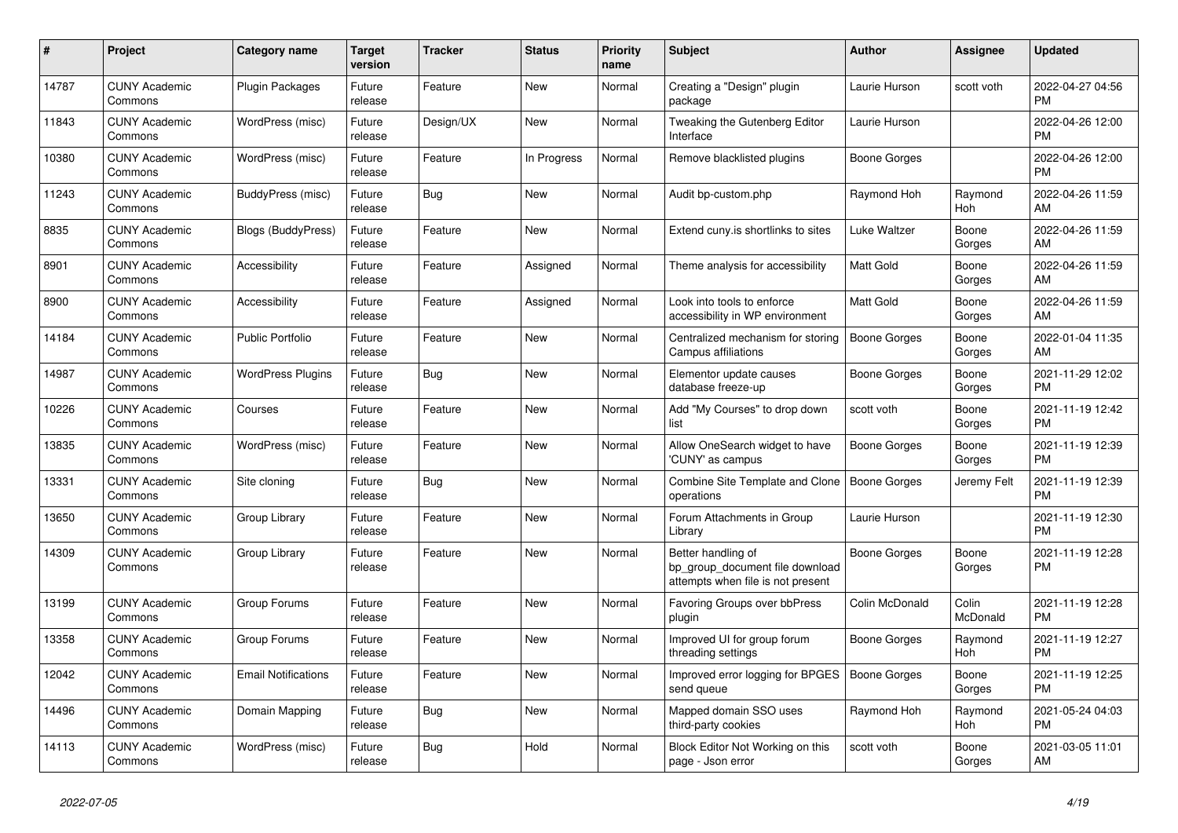| # | Project | Category name | Target version | Tracker | Status | Priority name | Subject | Author | Assignee | Updated |
|---|---|---|---|---|---|---|---|---|---|---|
| 14787 | CUNY Academic Commons | Plugin Packages | Future release | Feature | New | Normal | Creating a "Design" plugin package | Laurie Hurson | scott voth | 2022-04-27 04:56 PM |
| 11843 | CUNY Academic Commons | WordPress (misc) | Future release | Design/UX | New | Normal | Tweaking the Gutenberg Editor Interface | Laurie Hurson | | 2022-04-26 12:00 PM |
| 10380 | CUNY Academic Commons | WordPress (misc) | Future release | Feature | In Progress | Normal | Remove blacklisted plugins | Boone Gorges | | 2022-04-26 12:00 PM |
| 11243 | CUNY Academic Commons | BuddyPress (misc) | Future release | Bug | New | Normal | Audit bp-custom.php | Raymond Hoh | Raymond Hoh | 2022-04-26 11:59 AM |
| 8835 | CUNY Academic Commons | Blogs (BuddyPress) | Future release | Feature | New | Normal | Extend cuny.is shortlinks to sites | Luke Waltzer | Boone Gorges | 2022-04-26 11:59 AM |
| 8901 | CUNY Academic Commons | Accessibility | Future release | Feature | Assigned | Normal | Theme analysis for accessibility | Matt Gold | Boone Gorges | 2022-04-26 11:59 AM |
| 8900 | CUNY Academic Commons | Accessibility | Future release | Feature | Assigned | Normal | Look into tools to enforce accessibility in WP environment | Matt Gold | Boone Gorges | 2022-04-26 11:59 AM |
| 14184 | CUNY Academic Commons | Public Portfolio | Future release | Feature | New | Normal | Centralized mechanism for storing Campus affiliations | Boone Gorges | Boone Gorges | 2022-01-04 11:35 AM |
| 14987 | CUNY Academic Commons | WordPress Plugins | Future release | Bug | New | Normal | Elementor update causes database freeze-up | Boone Gorges | Boone Gorges | 2021-11-29 12:02 PM |
| 10226 | CUNY Academic Commons | Courses | Future release | Feature | New | Normal | Add "My Courses" to drop down list | scott voth | Boone Gorges | 2021-11-19 12:42 PM |
| 13835 | CUNY Academic Commons | WordPress (misc) | Future release | Feature | New | Normal | Allow OneSearch widget to have 'CUNY' as campus | Boone Gorges | Boone Gorges | 2021-11-19 12:39 PM |
| 13331 | CUNY Academic Commons | Site cloning | Future release | Bug | New | Normal | Combine Site Template and Clone operations | Boone Gorges | Jeremy Felt | 2021-11-19 12:39 PM |
| 13650 | CUNY Academic Commons | Group Library | Future release | Feature | New | Normal | Forum Attachments in Group Library | Laurie Hurson | | 2021-11-19 12:30 PM |
| 14309 | CUNY Academic Commons | Group Library | Future release | Feature | New | Normal | Better handling of bp_group_document file download attempts when file is not present | Boone Gorges | Boone Gorges | 2021-11-19 12:28 PM |
| 13199 | CUNY Academic Commons | Group Forums | Future release | Feature | New | Normal | Favoring Groups over bbPress plugin | Colin McDonald | Colin McDonald | 2021-11-19 12:28 PM |
| 13358 | CUNY Academic Commons | Group Forums | Future release | Feature | New | Normal | Improved UI for group forum threading settings | Boone Gorges | Raymond Hoh | 2021-11-19 12:27 PM |
| 12042 | CUNY Academic Commons | Email Notifications | Future release | Feature | New | Normal | Improved error logging for BPGES send queue | Boone Gorges | Boone Gorges | 2021-11-19 12:25 PM |
| 14496 | CUNY Academic Commons | Domain Mapping | Future release | Bug | New | Normal | Mapped domain SSO uses third-party cookies | Raymond Hoh | Raymond Hoh | 2021-05-24 04:03 PM |
| 14113 | CUNY Academic Commons | WordPress (misc) | Future release | Bug | Hold | Normal | Block Editor Not Working on this page - Json error | scott voth | Boone Gorges | 2021-03-05 11:01 AM |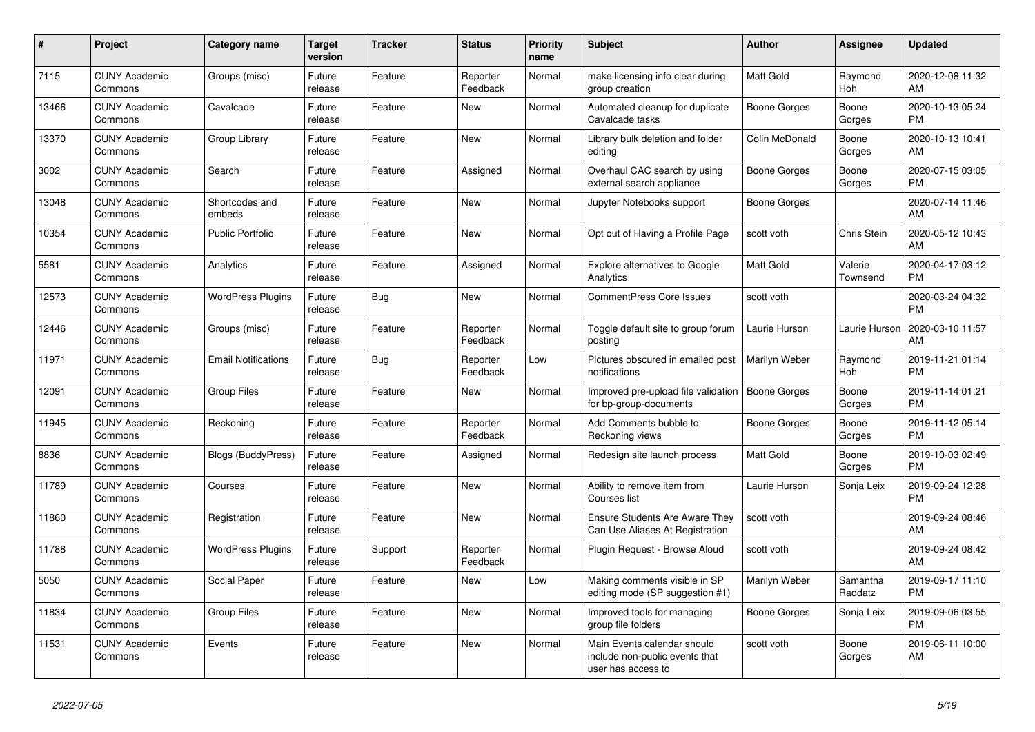| # | Project | Category name | Target version | Tracker | Status | Priority name | Subject | Author | Assignee | Updated |
|---|---|---|---|---|---|---|---|---|---|---|
| 7115 | CUNY Academic Commons | Groups (misc) | Future release | Feature | Reporter Feedback | Normal | make licensing info clear during group creation | Matt Gold | Raymond Hoh | 2020-12-08 11:32 AM |
| 13466 | CUNY Academic Commons | Cavalcade | Future release | Feature | New | Normal | Automated cleanup for duplicate Cavalcade tasks | Boone Gorges | Boone Gorges | 2020-10-13 05:24 PM |
| 13370 | CUNY Academic Commons | Group Library | Future release | Feature | New | Normal | Library bulk deletion and folder editing | Colin McDonald | Boone Gorges | 2020-10-13 10:41 AM |
| 3002 | CUNY Academic Commons | Search | Future release | Feature | Assigned | Normal | Overhaul CAC search by using external search appliance | Boone Gorges | Boone Gorges | 2020-07-15 03:05 PM |
| 13048 | CUNY Academic Commons | Shortcodes and embeds | Future release | Feature | New | Normal | Jupyter Notebooks support | Boone Gorges | | 2020-07-14 11:46 AM |
| 10354 | CUNY Academic Commons | Public Portfolio | Future release | Feature | New | Normal | Opt out of Having a Profile Page | scott voth | Chris Stein | 2020-05-12 10:43 AM |
| 5581 | CUNY Academic Commons | Analytics | Future release | Feature | Assigned | Normal | Explore alternatives to Google Analytics | Matt Gold | Valerie Townsend | 2020-04-17 03:12 PM |
| 12573 | CUNY Academic Commons | WordPress Plugins | Future release | Bug | New | Normal | CommentPress Core Issues | scott voth | | 2020-03-24 04:32 PM |
| 12446 | CUNY Academic Commons | Groups (misc) | Future release | Feature | Reporter Feedback | Normal | Toggle default site to group forum posting | Laurie Hurson | Laurie Hurson | 2020-03-10 11:57 AM |
| 11971 | CUNY Academic Commons | Email Notifications | Future release | Bug | Reporter Feedback | Low | Pictures obscured in emailed post notifications | Marilyn Weber | Raymond Hoh | 2019-11-21 01:14 PM |
| 12091 | CUNY Academic Commons | Group Files | Future release | Feature | New | Normal | Improved pre-upload file validation for bp-group-documents | Boone Gorges | Boone Gorges | 2019-11-14 01:21 PM |
| 11945 | CUNY Academic Commons | Reckoning | Future release | Feature | Reporter Feedback | Normal | Add Comments bubble to Reckoning views | Boone Gorges | Boone Gorges | 2019-11-12 05:14 PM |
| 8836 | CUNY Academic Commons | Blogs (BuddyPress) | Future release | Feature | Assigned | Normal | Redesign site launch process | Matt Gold | Boone Gorges | 2019-10-03 02:49 PM |
| 11789 | CUNY Academic Commons | Courses | Future release | Feature | New | Normal | Ability to remove item from Courses list | Laurie Hurson | Sonja Leix | 2019-09-24 12:28 PM |
| 11860 | CUNY Academic Commons | Registration | Future release | Feature | New | Normal | Ensure Students Are Aware They Can Use Aliases At Registration | scott voth | | 2019-09-24 08:46 AM |
| 11788 | CUNY Academic Commons | WordPress Plugins | Future release | Support | Reporter Feedback | Normal | Plugin Request - Browse Aloud | scott voth | | 2019-09-24 08:42 AM |
| 5050 | CUNY Academic Commons | Social Paper | Future release | Feature | New | Low | Making comments visible in SP editing mode (SP suggestion #1) | Marilyn Weber | Samantha Raddatz | 2019-09-17 11:10 PM |
| 11834 | CUNY Academic Commons | Group Files | Future release | Feature | New | Normal | Improved tools for managing group file folders | Boone Gorges | Sonja Leix | 2019-09-06 03:55 PM |
| 11531 | CUNY Academic Commons | Events | Future release | Feature | New | Normal | Main Events calendar should include non-public events that user has access to | scott voth | Boone Gorges | 2019-06-11 10:00 AM |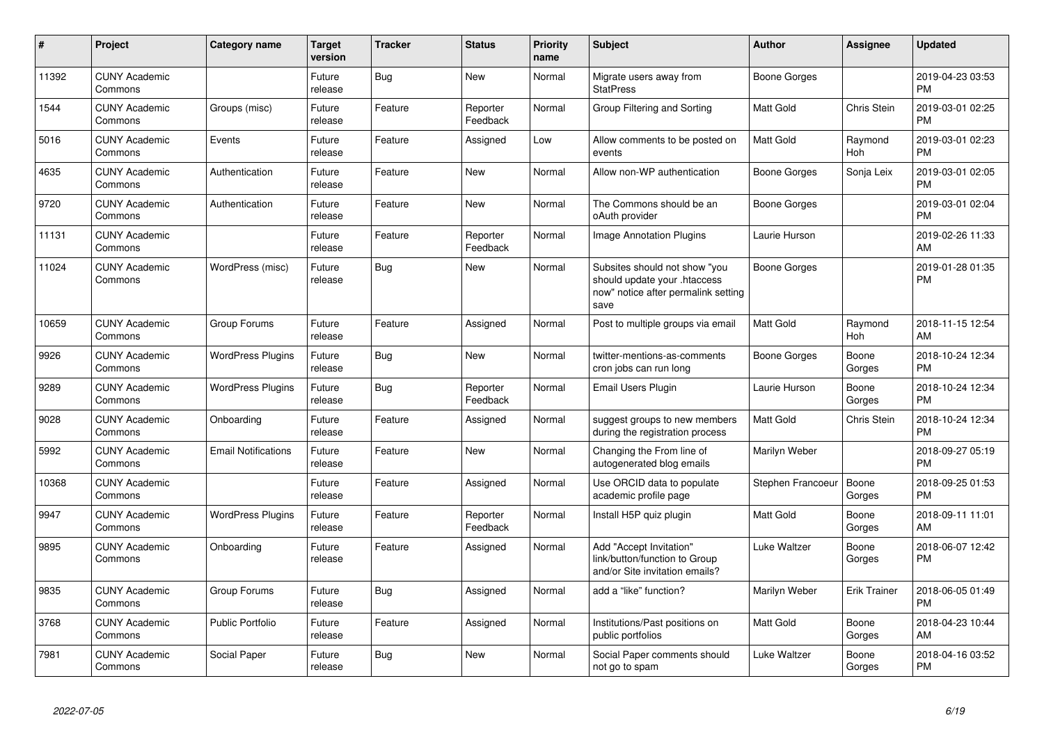| # | Project | Category name | Target version | Tracker | Status | Priority name | Subject | Author | Assignee | Updated |
|---|---|---|---|---|---|---|---|---|---|---|
| 11392 | CUNY Academic Commons | | Future release | Bug | New | Normal | Migrate users away from StatPress | Boone Gorges | | 2019-04-23 03:53 PM |
| 1544 | CUNY Academic Commons | Groups (misc) | Future release | Feature | Reporter Feedback | Normal | Group Filtering and Sorting | Matt Gold | Chris Stein | 2019-03-01 02:25 PM |
| 5016 | CUNY Academic Commons | Events | Future release | Feature | Assigned | Low | Allow comments to be posted on events | Matt Gold | Raymond Hoh | 2019-03-01 02:23 PM |
| 4635 | CUNY Academic Commons | Authentication | Future release | Feature | New | Normal | Allow non-WP authentication | Boone Gorges | Sonja Leix | 2019-03-01 02:05 PM |
| 9720 | CUNY Academic Commons | Authentication | Future release | Feature | New | Normal | The Commons should be an oAuth provider | Boone Gorges | | 2019-03-01 02:04 PM |
| 11131 | CUNY Academic Commons | | Future release | Feature | Reporter Feedback | Normal | Image Annotation Plugins | Laurie Hurson | | 2019-02-26 11:33 AM |
| 11024 | CUNY Academic Commons | WordPress (misc) | Future release | Bug | New | Normal | Subsites should not show "you should update your .htaccess now" notice after permalink setting save | Boone Gorges | | 2019-01-28 01:35 PM |
| 10659 | CUNY Academic Commons | Group Forums | Future release | Feature | Assigned | Normal | Post to multiple groups via email | Matt Gold | Raymond Hoh | 2018-11-15 12:54 AM |
| 9926 | CUNY Academic Commons | WordPress Plugins | Future release | Bug | New | Normal | twitter-mentions-as-comments cron jobs can run long | Boone Gorges | Boone Gorges | 2018-10-24 12:34 PM |
| 9289 | CUNY Academic Commons | WordPress Plugins | Future release | Bug | Reporter Feedback | Normal | Email Users Plugin | Laurie Hurson | Boone Gorges | 2018-10-24 12:34 PM |
| 9028 | CUNY Academic Commons | Onboarding | Future release | Feature | Assigned | Normal | suggest groups to new members during the registration process | Matt Gold | Chris Stein | 2018-10-24 12:34 PM |
| 5992 | CUNY Academic Commons | Email Notifications | Future release | Feature | New | Normal | Changing the From line of autogenerated blog emails | Marilyn Weber | | 2018-09-27 05:19 PM |
| 10368 | CUNY Academic Commons | | Future release | Feature | Assigned | Normal | Use ORCID data to populate academic profile page | Stephen Francoeur | Boone Gorges | 2018-09-25 01:53 PM |
| 9947 | CUNY Academic Commons | WordPress Plugins | Future release | Feature | Reporter Feedback | Normal | Install H5P quiz plugin | Matt Gold | Boone Gorges | 2018-09-11 11:01 AM |
| 9895 | CUNY Academic Commons | Onboarding | Future release | Feature | Assigned | Normal | Add "Accept Invitation" link/button/function to Group and/or Site invitation emails? | Luke Waltzer | Boone Gorges | 2018-06-07 12:42 PM |
| 9835 | CUNY Academic Commons | Group Forums | Future release | Bug | Assigned | Normal | add a "like" function? | Marilyn Weber | Erik Trainer | 2018-06-05 01:49 PM |
| 3768 | CUNY Academic Commons | Public Portfolio | Future release | Feature | Assigned | Normal | Institutions/Past positions on public portfolios | Matt Gold | Boone Gorges | 2018-04-23 10:44 AM |
| 7981 | CUNY Academic Commons | Social Paper | Future release | Bug | New | Normal | Social Paper comments should not go to spam | Luke Waltzer | Boone Gorges | 2018-04-16 03:52 PM |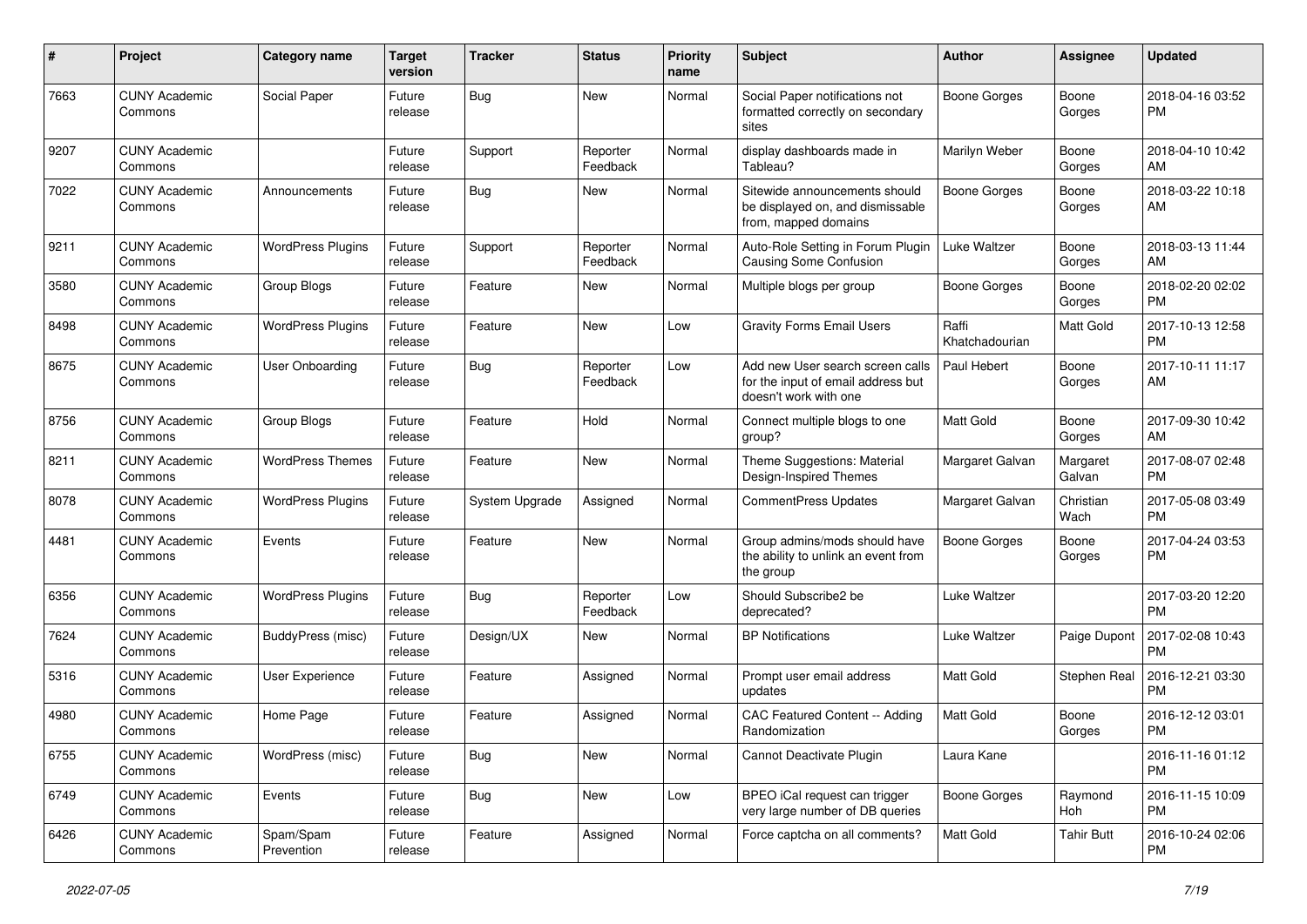| # | Project | Category name | Target version | Tracker | Status | Priority name | Subject | Author | Assignee | Updated |
|---|---|---|---|---|---|---|---|---|---|---|
| 7663 | CUNY Academic Commons | Social Paper | Future release | Bug | New | Normal | Social Paper notifications not formatted correctly on secondary sites | Boone Gorges | Boone Gorges | 2018-04-16 03:52 PM |
| 9207 | CUNY Academic Commons | | Future release | Support | Reporter Feedback | Normal | display dashboards made in Tableau? | Marilyn Weber | Boone Gorges | 2018-04-10 10:42 AM |
| 7022 | CUNY Academic Commons | Announcements | Future release | Bug | New | Normal | Sitewide announcements should be displayed on, and dismissable from, mapped domains | Boone Gorges | Boone Gorges | 2018-03-22 10:18 AM |
| 9211 | CUNY Academic Commons | WordPress Plugins | Future release | Support | Reporter Feedback | Normal | Auto-Role Setting in Forum Plugin Causing Some Confusion | Luke Waltzer | Boone Gorges | 2018-03-13 11:44 AM |
| 3580 | CUNY Academic Commons | Group Blogs | Future release | Feature | New | Normal | Multiple blogs per group | Boone Gorges | Boone Gorges | 2018-02-20 02:02 PM |
| 8498 | CUNY Academic Commons | WordPress Plugins | Future release | Feature | New | Low | Gravity Forms Email Users | Raffi Khatchadourian | Matt Gold | 2017-10-13 12:58 PM |
| 8675 | CUNY Academic Commons | User Onboarding | Future release | Bug | Reporter Feedback | Low | Add new User search screen calls for the input of email address but doesn't work with one | Paul Hebert | Boone Gorges | 2017-10-11 11:17 AM |
| 8756 | CUNY Academic Commons | Group Blogs | Future release | Feature | Hold | Normal | Connect multiple blogs to one group? | Matt Gold | Boone Gorges | 2017-09-30 10:42 AM |
| 8211 | CUNY Academic Commons | WordPress Themes | Future release | Feature | New | Normal | Theme Suggestions: Material Design-Inspired Themes | Margaret Galvan | Margaret Galvan | 2017-08-07 02:48 PM |
| 8078 | CUNY Academic Commons | WordPress Plugins | Future release | System Upgrade | Assigned | Normal | CommentPress Updates | Margaret Galvan | Christian Wach | 2017-05-08 03:49 PM |
| 4481 | CUNY Academic Commons | Events | Future release | Feature | New | Normal | Group admins/mods should have the ability to unlink an event from the group | Boone Gorges | Boone Gorges | 2017-04-24 03:53 PM |
| 6356 | CUNY Academic Commons | WordPress Plugins | Future release | Bug | Reporter Feedback | Low | Should Subscribe2 be deprecated? | Luke Waltzer | | 2017-03-20 12:20 PM |
| 7624 | CUNY Academic Commons | BuddyPress (misc) | Future release | Design/UX | New | Normal | BP Notifications | Luke Waltzer | Paige Dupont | 2017-02-08 10:43 PM |
| 5316 | CUNY Academic Commons | User Experience | Future release | Feature | Assigned | Normal | Prompt user email address updates | Matt Gold | Stephen Real | 2016-12-21 03:30 PM |
| 4980 | CUNY Academic Commons | Home Page | Future release | Feature | Assigned | Normal | CAC Featured Content -- Adding Randomization | Matt Gold | Boone Gorges | 2016-12-12 03:01 PM |
| 6755 | CUNY Academic Commons | WordPress (misc) | Future release | Bug | New | Normal | Cannot Deactivate Plugin | Laura Kane | | 2016-11-16 01:12 PM |
| 6749 | CUNY Academic Commons | Events | Future release | Bug | New | Low | BPEO iCal request can trigger very large number of DB queries | Boone Gorges | Raymond Hoh | 2016-11-15 10:09 PM |
| 6426 | CUNY Academic Commons | Spam/Spam Prevention | Future release | Feature | Assigned | Normal | Force captcha on all comments? | Matt Gold | Tahir Butt | 2016-10-24 02:06 PM |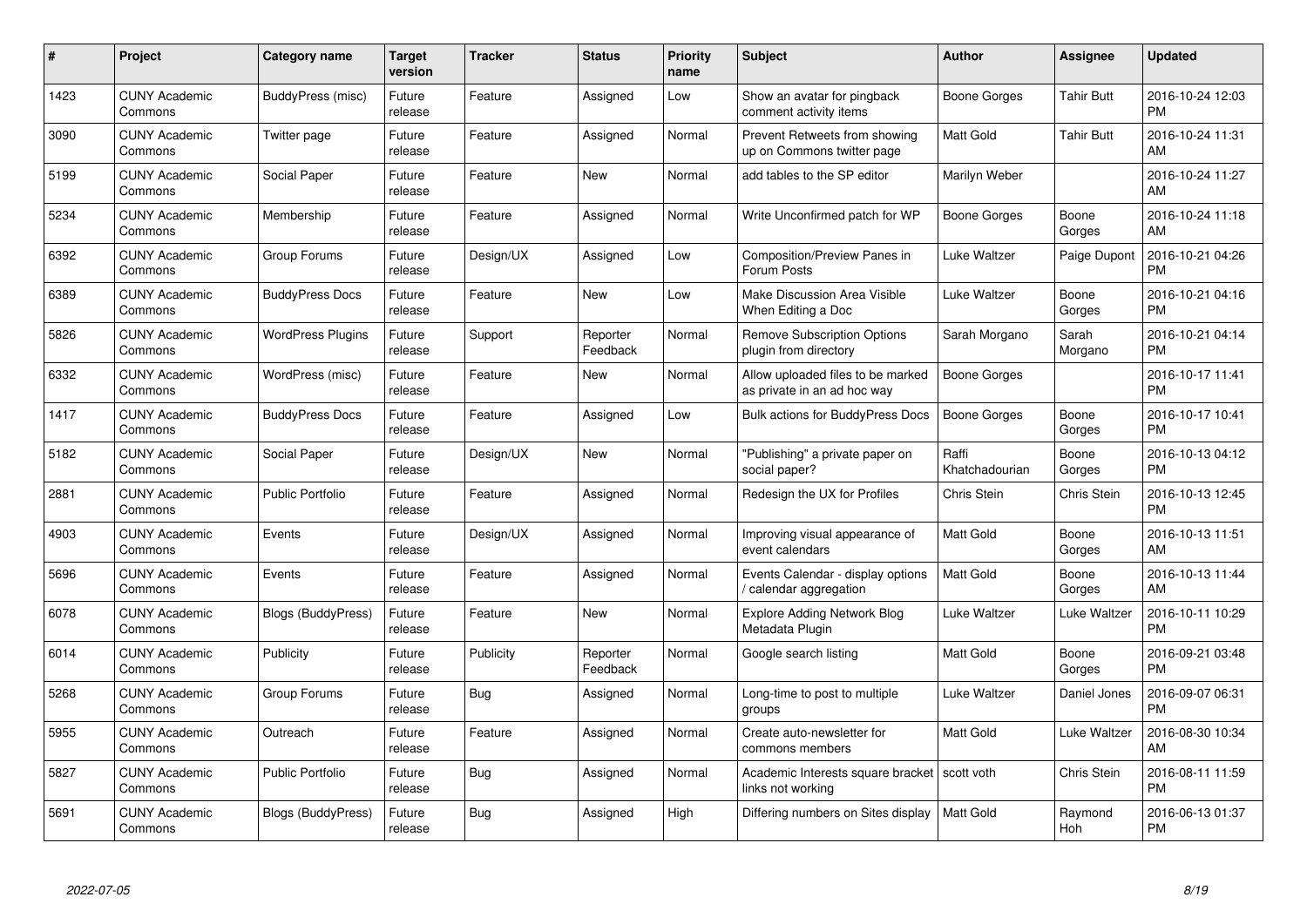| # | Project | Category name | Target version | Tracker | Status | Priority name | Subject | Author | Assignee | Updated |
|---|---|---|---|---|---|---|---|---|---|---|
| 1423 | CUNY Academic Commons | BuddyPress (misc) | Future release | Feature | Assigned | Low | Show an avatar for pingback comment activity items | Boone Gorges | Tahir Butt | 2016-10-24 12:03 PM |
| 3090 | CUNY Academic Commons | Twitter page | Future release | Feature | Assigned | Normal | Prevent Retweets from showing up on Commons twitter page | Matt Gold | Tahir Butt | 2016-10-24 11:31 AM |
| 5199 | CUNY Academic Commons | Social Paper | Future release | Feature | New | Normal | add tables to the SP editor | Marilyn Weber | | 2016-10-24 11:27 AM |
| 5234 | CUNY Academic Commons | Membership | Future release | Feature | Assigned | Normal | Write Unconfirmed patch for WP | Boone Gorges | Boone Gorges | 2016-10-24 11:18 AM |
| 6392 | CUNY Academic Commons | Group Forums | Future release | Design/UX | Assigned | Low | Composition/Preview Panes in Forum Posts | Luke Waltzer | Paige Dupont | 2016-10-21 04:26 PM |
| 6389 | CUNY Academic Commons | BuddyPress Docs | Future release | Feature | New | Low | Make Discussion Area Visible When Editing a Doc | Luke Waltzer | Boone Gorges | 2016-10-21 04:16 PM |
| 5826 | CUNY Academic Commons | WordPress Plugins | Future release | Support | Reporter Feedback | Normal | Remove Subscription Options plugin from directory | Sarah Morgano | Sarah Morgano | 2016-10-21 04:14 PM |
| 6332 | CUNY Academic Commons | WordPress (misc) | Future release | Feature | New | Normal | Allow uploaded files to be marked as private in an ad hoc way | Boone Gorges | | 2016-10-17 11:41 PM |
| 1417 | CUNY Academic Commons | BuddyPress Docs | Future release | Feature | Assigned | Low | Bulk actions for BuddyPress Docs | Boone Gorges | Boone Gorges | 2016-10-17 10:41 PM |
| 5182 | CUNY Academic Commons | Social Paper | Future release | Design/UX | New | Normal | "Publishing" a private paper on social paper? | Raffi Khatchadourian | Boone Gorges | 2016-10-13 04:12 PM |
| 2881 | CUNY Academic Commons | Public Portfolio | Future release | Feature | Assigned | Normal | Redesign the UX for Profiles | Chris Stein | Chris Stein | 2016-10-13 12:45 PM |
| 4903 | CUNY Academic Commons | Events | Future release | Design/UX | Assigned | Normal | Improving visual appearance of event calendars | Matt Gold | Boone Gorges | 2016-10-13 11:51 AM |
| 5696 | CUNY Academic Commons | Events | Future release | Feature | Assigned | Normal | Events Calendar - display options / calendar aggregation | Matt Gold | Boone Gorges | 2016-10-13 11:44 AM |
| 6078 | CUNY Academic Commons | Blogs (BuddyPress) | Future release | Feature | New | Normal | Explore Adding Network Blog Metadata Plugin | Luke Waltzer | Luke Waltzer | 2016-10-11 10:29 PM |
| 6014 | CUNY Academic Commons | Publicity | Future release | Publicity | Reporter Feedback | Normal | Google search listing | Matt Gold | Boone Gorges | 2016-09-21 03:48 PM |
| 5268 | CUNY Academic Commons | Group Forums | Future release | Bug | Assigned | Normal | Long-time to post to multiple groups | Luke Waltzer | Daniel Jones | 2016-09-07 06:31 PM |
| 5955 | CUNY Academic Commons | Outreach | Future release | Feature | Assigned | Normal | Create auto-newsletter for commons members | Matt Gold | Luke Waltzer | 2016-08-30 10:34 AM |
| 5827 | CUNY Academic Commons | Public Portfolio | Future release | Bug | Assigned | Normal | Academic Interests square bracket links not working | scott voth | Chris Stein | 2016-08-11 11:59 PM |
| 5691 | CUNY Academic Commons | Blogs (BuddyPress) | Future release | Bug | Assigned | High | Differing numbers on Sites display | Matt Gold | Raymond Hoh | 2016-06-13 01:37 PM |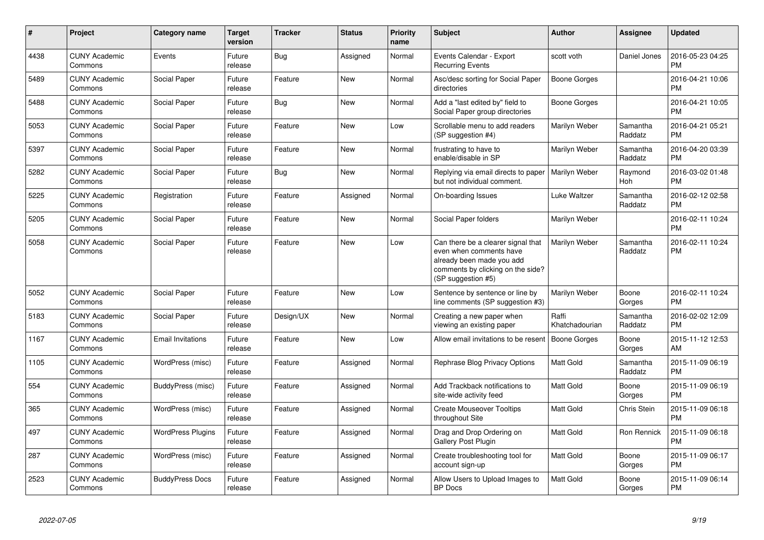| # | Project | Category name | Target version | Tracker | Status | Priority name | Subject | Author | Assignee | Updated |
|---|---|---|---|---|---|---|---|---|---|---|
| 4438 | CUNY Academic Commons | Events | Future release | Bug | Assigned | Normal | Events Calendar - Export Recurring Events | scott voth | Daniel Jones | 2016-05-23 04:25 PM |
| 5489 | CUNY Academic Commons | Social Paper | Future release | Feature | New | Normal | Asc/desc sorting for Social Paper directories | Boone Gorges | | 2016-04-21 10:06 PM |
| 5488 | CUNY Academic Commons | Social Paper | Future release | Bug | New | Normal | Add a "last edited by" field to Social Paper group directories | Boone Gorges | | 2016-04-21 10:05 PM |
| 5053 | CUNY Academic Commons | Social Paper | Future release | Feature | New | Low | Scrollable menu to add readers (SP suggestion #4) | Marilyn Weber | Samantha Raddatz | 2016-04-21 05:21 PM |
| 5397 | CUNY Academic Commons | Social Paper | Future release | Feature | New | Normal | frustrating to have to enable/disable in SP | Marilyn Weber | Samantha Raddatz | 2016-04-20 03:39 PM |
| 5282 | CUNY Academic Commons | Social Paper | Future release | Bug | New | Normal | Replying via email directs to paper but not individual comment. | Marilyn Weber | Raymond Hoh | 2016-03-02 01:48 PM |
| 5225 | CUNY Academic Commons | Registration | Future release | Feature | Assigned | Normal | On-boarding Issues | Luke Waltzer | Samantha Raddatz | 2016-02-12 02:58 PM |
| 5205 | CUNY Academic Commons | Social Paper | Future release | Feature | New | Normal | Social Paper folders | Marilyn Weber | | 2016-02-11 10:24 PM |
| 5058 | CUNY Academic Commons | Social Paper | Future release | Feature | New | Low | Can there be a clearer signal that even when comments have already been made you add comments by clicking on the side? (SP suggestion #5) | Marilyn Weber | Samantha Raddatz | 2016-02-11 10:24 PM |
| 5052 | CUNY Academic Commons | Social Paper | Future release | Feature | New | Low | Sentence by sentence or line by line comments (SP suggestion #3) | Marilyn Weber | Boone Gorges | 2016-02-11 10:24 PM |
| 5183 | CUNY Academic Commons | Social Paper | Future release | Design/UX | New | Normal | Creating a new paper when viewing an existing paper | Raffi Khatchadourian | Samantha Raddatz | 2016-02-02 12:09 PM |
| 1167 | CUNY Academic Commons | Email Invitations | Future release | Feature | New | Low | Allow email invitations to be resent | Boone Gorges | Boone Gorges | 2015-11-12 12:53 AM |
| 1105 | CUNY Academic Commons | WordPress (misc) | Future release | Feature | Assigned | Normal | Rephrase Blog Privacy Options | Matt Gold | Samantha Raddatz | 2015-11-09 06:19 PM |
| 554 | CUNY Academic Commons | BuddyPress (misc) | Future release | Feature | Assigned | Normal | Add Trackback notifications to site-wide activity feed | Matt Gold | Boone Gorges | 2015-11-09 06:19 PM |
| 365 | CUNY Academic Commons | WordPress (misc) | Future release | Feature | Assigned | Normal | Create Mouseover Tooltips throughout Site | Matt Gold | Chris Stein | 2015-11-09 06:18 PM |
| 497 | CUNY Academic Commons | WordPress Plugins | Future release | Feature | Assigned | Normal | Drag and Drop Ordering on Gallery Post Plugin | Matt Gold | Ron Rennick | 2015-11-09 06:18 PM |
| 287 | CUNY Academic Commons | WordPress (misc) | Future release | Feature | Assigned | Normal | Create troubleshooting tool for account sign-up | Matt Gold | Boone Gorges | 2015-11-09 06:17 PM |
| 2523 | CUNY Academic Commons | BuddyPress Docs | Future release | Feature | Assigned | Normal | Allow Users to Upload Images to BP Docs | Matt Gold | Boone Gorges | 2015-11-09 06:14 PM |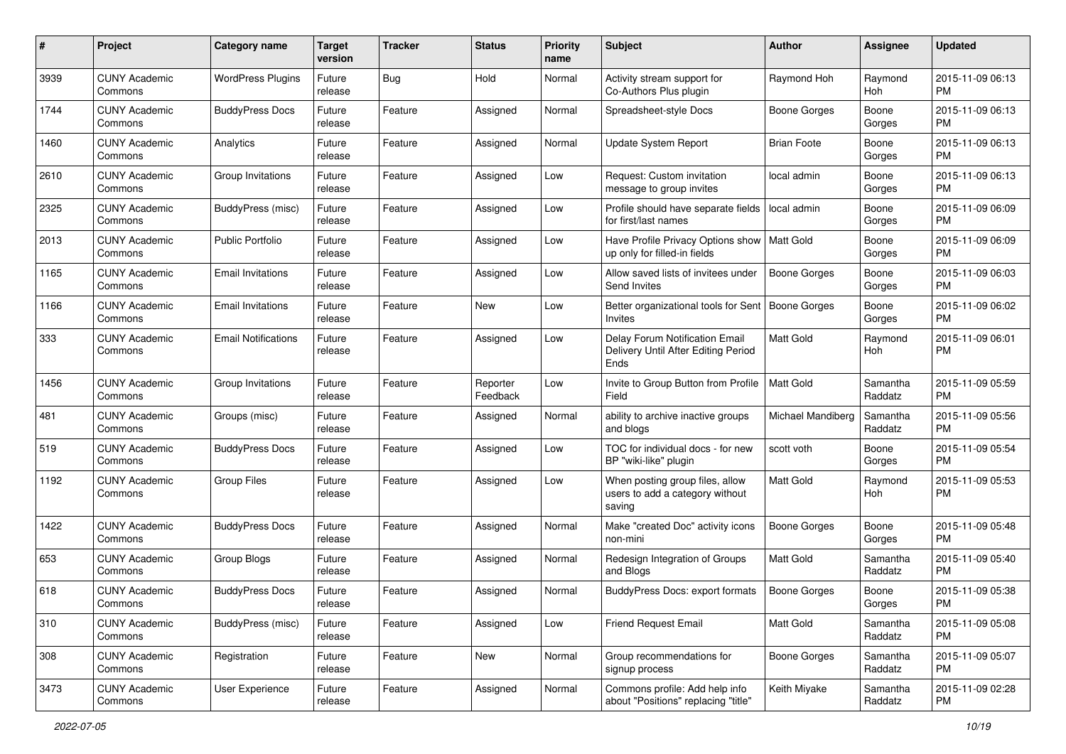| # | Project | Category name | Target version | Tracker | Status | Priority name | Subject | Author | Assignee | Updated |
|---|---|---|---|---|---|---|---|---|---|---|
| 3939 | CUNY Academic Commons | WordPress Plugins | Future release | Bug | Hold | Normal | Activity stream support for Co-Authors Plus plugin | Raymond Hoh | Raymond Hoh | 2015-11-09 06:13 PM |
| 1744 | CUNY Academic Commons | BuddyPress Docs | Future release | Feature | Assigned | Normal | Spreadsheet-style Docs | Boone Gorges | Boone Gorges | 2015-11-09 06:13 PM |
| 1460 | CUNY Academic Commons | Analytics | Future release | Feature | Assigned | Normal | Update System Report | Brian Foote | Boone Gorges | 2015-11-09 06:13 PM |
| 2610 | CUNY Academic Commons | Group Invitations | Future release | Feature | Assigned | Low | Request: Custom invitation message to group invites | local admin | Boone Gorges | 2015-11-09 06:13 PM |
| 2325 | CUNY Academic Commons | BuddyPress (misc) | Future release | Feature | Assigned | Low | Profile should have separate fields for first/last names | local admin | Boone Gorges | 2015-11-09 06:09 PM |
| 2013 | CUNY Academic Commons | Public Portfolio | Future release | Feature | Assigned | Low | Have Profile Privacy Options show up only for filled-in fields | Matt Gold | Boone Gorges | 2015-11-09 06:09 PM |
| 1165 | CUNY Academic Commons | Email Invitations | Future release | Feature | Assigned | Low | Allow saved lists of invitees under Send Invites | Boone Gorges | Boone Gorges | 2015-11-09 06:03 PM |
| 1166 | CUNY Academic Commons | Email Invitations | Future release | Feature | New | Low | Better organizational tools for Sent Invites | Boone Gorges | Boone Gorges | 2015-11-09 06:02 PM |
| 333 | CUNY Academic Commons | Email Notifications | Future release | Feature | Assigned | Low | Delay Forum Notification Email Delivery Until After Editing Period Ends | Matt Gold | Raymond Hoh | 2015-11-09 06:01 PM |
| 1456 | CUNY Academic Commons | Group Invitations | Future release | Feature | Reporter Feedback | Low | Invite to Group Button from Profile Field | Matt Gold | Samantha Raddatz | 2015-11-09 05:59 PM |
| 481 | CUNY Academic Commons | Groups (misc) | Future release | Feature | Assigned | Normal | ability to archive inactive groups and blogs | Michael Mandiberg | Samantha Raddatz | 2015-11-09 05:56 PM |
| 519 | CUNY Academic Commons | BuddyPress Docs | Future release | Feature | Assigned | Low | TOC for individual docs - for new BP "wiki-like" plugin | scott voth | Boone Gorges | 2015-11-09 05:54 PM |
| 1192 | CUNY Academic Commons | Group Files | Future release | Feature | Assigned | Low | When posting group files, allow users to add a category without saving | Matt Gold | Raymond Hoh | 2015-11-09 05:53 PM |
| 1422 | CUNY Academic Commons | BuddyPress Docs | Future release | Feature | Assigned | Normal | Make "created Doc" activity icons non-mini | Boone Gorges | Boone Gorges | 2015-11-09 05:48 PM |
| 653 | CUNY Academic Commons | Group Blogs | Future release | Feature | Assigned | Normal | Redesign Integration of Groups and Blogs | Matt Gold | Samantha Raddatz | 2015-11-09 05:40 PM |
| 618 | CUNY Academic Commons | BuddyPress Docs | Future release | Feature | Assigned | Normal | BuddyPress Docs: export formats | Boone Gorges | Boone Gorges | 2015-11-09 05:38 PM |
| 310 | CUNY Academic Commons | BuddyPress (misc) | Future release | Feature | Assigned | Low | Friend Request Email | Matt Gold | Samantha Raddatz | 2015-11-09 05:08 PM |
| 308 | CUNY Academic Commons | Registration | Future release | Feature | New | Normal | Group recommendations for signup process | Boone Gorges | Samantha Raddatz | 2015-11-09 05:07 PM |
| 3473 | CUNY Academic Commons | User Experience | Future release | Feature | Assigned | Normal | Commons profile: Add help info about "Positions" replacing "title" | Keith Miyake | Samantha Raddatz | 2015-11-09 02:28 PM |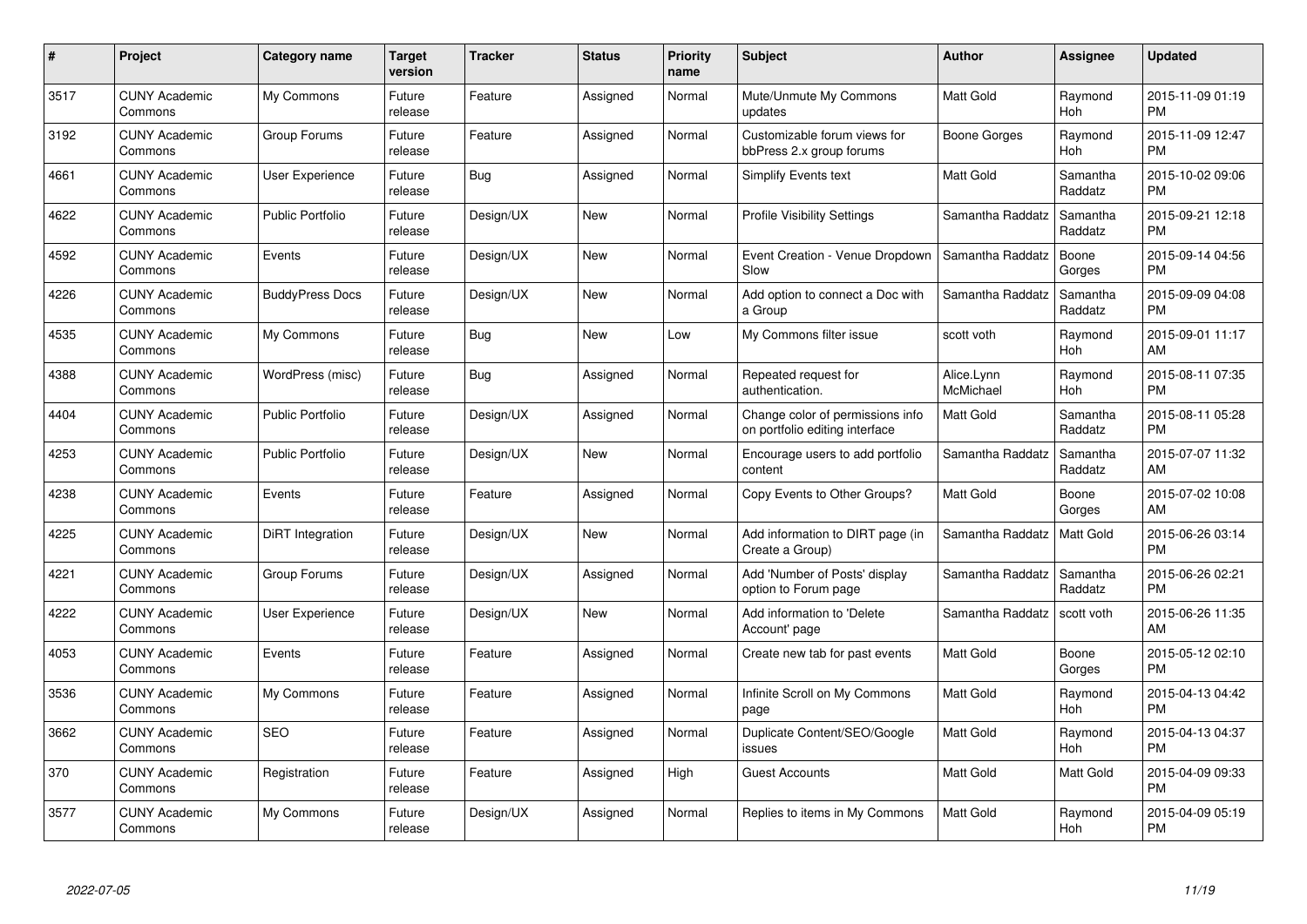| # | Project | Category name | Target version | Tracker | Status | Priority name | Subject | Author | Assignee | Updated |
|---|---|---|---|---|---|---|---|---|---|---|
| 3517 | CUNY Academic Commons | My Commons | Future release | Feature | Assigned | Normal | Mute/Unmute My Commons updates | Matt Gold | Raymond Hoh | 2015-11-09 01:19 PM |
| 3192 | CUNY Academic Commons | Group Forums | Future release | Feature | Assigned | Normal | Customizable forum views for bbPress 2.x group forums | Boone Gorges | Raymond Hoh | 2015-11-09 12:47 PM |
| 4661 | CUNY Academic Commons | User Experience | Future release | Bug | Assigned | Normal | Simplify Events text | Matt Gold | Samantha Raddatz | 2015-10-02 09:06 PM |
| 4622 | CUNY Academic Commons | Public Portfolio | Future release | Design/UX | New | Normal | Profile Visibility Settings | Samantha Raddatz | Samantha Raddatz | 2015-09-21 12:18 PM |
| 4592 | CUNY Academic Commons | Events | Future release | Design/UX | New | Normal | Event Creation - Venue Dropdown Slow | Samantha Raddatz | Boone Gorges | 2015-09-14 04:56 PM |
| 4226 | CUNY Academic Commons | BuddyPress Docs | Future release | Design/UX | New | Normal | Add option to connect a Doc with a Group | Samantha Raddatz | Samantha Raddatz | 2015-09-09 04:08 PM |
| 4535 | CUNY Academic Commons | My Commons | Future release | Bug | New | Low | My Commons filter issue | scott voth | Raymond Hoh | 2015-09-01 11:17 AM |
| 4388 | CUNY Academic Commons | WordPress (misc) | Future release | Bug | Assigned | Normal | Repeated request for authentication. | Alice.Lynn McMichael | Raymond Hoh | 2015-08-11 07:35 PM |
| 4404 | CUNY Academic Commons | Public Portfolio | Future release | Design/UX | Assigned | Normal | Change color of permissions info on portfolio editing interface | Matt Gold | Samantha Raddatz | 2015-08-11 05:28 PM |
| 4253 | CUNY Academic Commons | Public Portfolio | Future release | Design/UX | New | Normal | Encourage users to add portfolio content | Samantha Raddatz | Samantha Raddatz | 2015-07-07 11:32 AM |
| 4238 | CUNY Academic Commons | Events | Future release | Feature | Assigned | Normal | Copy Events to Other Groups? | Matt Gold | Boone Gorges | 2015-07-02 10:08 AM |
| 4225 | CUNY Academic Commons | DiRT Integration | Future release | Design/UX | New | Normal | Add information to DIRT page (in Create a Group) | Samantha Raddatz | Matt Gold | 2015-06-26 03:14 PM |
| 4221 | CUNY Academic Commons | Group Forums | Future release | Design/UX | Assigned | Normal | Add 'Number of Posts' display option to Forum page | Samantha Raddatz | Samantha Raddatz | 2015-06-26 02:21 PM |
| 4222 | CUNY Academic Commons | User Experience | Future release | Design/UX | New | Normal | Add information to 'Delete Account' page | Samantha Raddatz | scott voth | 2015-06-26 11:35 AM |
| 4053 | CUNY Academic Commons | Events | Future release | Feature | Assigned | Normal | Create new tab for past events | Matt Gold | Boone Gorges | 2015-05-12 02:10 PM |
| 3536 | CUNY Academic Commons | My Commons | Future release | Feature | Assigned | Normal | Infinite Scroll on My Commons page | Matt Gold | Raymond Hoh | 2015-04-13 04:42 PM |
| 3662 | CUNY Academic Commons | SEO | Future release | Feature | Assigned | Normal | Duplicate Content/SEO/Google issues | Matt Gold | Raymond Hoh | 2015-04-13 04:37 PM |
| 370 | CUNY Academic Commons | Registration | Future release | Feature | Assigned | High | Guest Accounts | Matt Gold | Matt Gold | 2015-04-09 09:33 PM |
| 3577 | CUNY Academic Commons | My Commons | Future release | Design/UX | Assigned | Normal | Replies to items in My Commons | Matt Gold | Raymond Hoh | 2015-04-09 05:19 PM |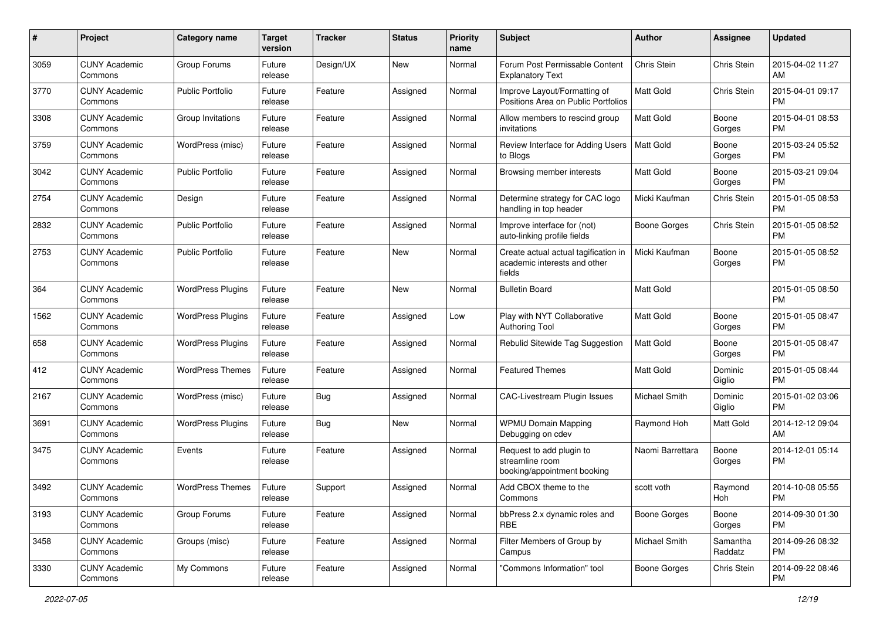| # | Project | Category name | Target version | Tracker | Status | Priority name | Subject | Author | Assignee | Updated |
|---|---|---|---|---|---|---|---|---|---|---|
| 3059 | CUNY Academic Commons | Group Forums | Future release | Design/UX | New | Normal | Forum Post Permissable Content Explanatory Text | Chris Stein | Chris Stein | 2015-04-02 11:27 AM |
| 3770 | CUNY Academic Commons | Public Portfolio | Future release | Feature | Assigned | Normal | Improve Layout/Formatting of Positions Area on Public Portfolios | Matt Gold | Chris Stein | 2015-04-01 09:17 PM |
| 3308 | CUNY Academic Commons | Group Invitations | Future release | Feature | Assigned | Normal | Allow members to rescind group invitations | Matt Gold | Boone Gorges | 2015-04-01 08:53 PM |
| 3759 | CUNY Academic Commons | WordPress (misc) | Future release | Feature | Assigned | Normal | Review Interface for Adding Users to Blogs | Matt Gold | Boone Gorges | 2015-03-24 05:52 PM |
| 3042 | CUNY Academic Commons | Public Portfolio | Future release | Feature | Assigned | Normal | Browsing member interests | Matt Gold | Boone Gorges | 2015-03-21 09:04 PM |
| 2754 | CUNY Academic Commons | Design | Future release | Feature | Assigned | Normal | Determine strategy for CAC logo handling in top header | Micki Kaufman | Chris Stein | 2015-01-05 08:53 PM |
| 2832 | CUNY Academic Commons | Public Portfolio | Future release | Feature | Assigned | Normal | Improve interface for (not) auto-linking profile fields | Boone Gorges | Chris Stein | 2015-01-05 08:52 PM |
| 2753 | CUNY Academic Commons | Public Portfolio | Future release | Feature | New | Normal | Create actual actual tagification in academic interests and other fields | Micki Kaufman | Boone Gorges | 2015-01-05 08:52 PM |
| 364 | CUNY Academic Commons | WordPress Plugins | Future release | Feature | New | Normal | Bulletin Board | Matt Gold | | 2015-01-05 08:50 PM |
| 1562 | CUNY Academic Commons | WordPress Plugins | Future release | Feature | Assigned | Low | Play with NYT Collaborative Authoring Tool | Matt Gold | Boone Gorges | 2015-01-05 08:47 PM |
| 658 | CUNY Academic Commons | WordPress Plugins | Future release | Feature | Assigned | Normal | Rebulid Sitewide Tag Suggestion | Matt Gold | Boone Gorges | 2015-01-05 08:47 PM |
| 412 | CUNY Academic Commons | WordPress Themes | Future release | Feature | Assigned | Normal | Featured Themes | Matt Gold | Dominic Giglio | 2015-01-05 08:44 PM |
| 2167 | CUNY Academic Commons | WordPress (misc) | Future release | Bug | Assigned | Normal | CAC-Livestream Plugin Issues | Michael Smith | Dominic Giglio | 2015-01-02 03:06 PM |
| 3691 | CUNY Academic Commons | WordPress Plugins | Future release | Bug | New | Normal | WPMU Domain Mapping Debugging on cdev | Raymond Hoh | Matt Gold | 2014-12-12 09:04 AM |
| 3475 | CUNY Academic Commons | Events | Future release | Feature | Assigned | Normal | Request to add plugin to streamline room booking/appointment booking | Naomi Barrettara | Boone Gorges | 2014-12-01 05:14 PM |
| 3492 | CUNY Academic Commons | WordPress Themes | Future release | Support | Assigned | Normal | Add CBOX theme to the Commons | scott voth | Raymond Hoh | 2014-10-08 05:55 PM |
| 3193 | CUNY Academic Commons | Group Forums | Future release | Feature | Assigned | Normal | bbPress 2.x dynamic roles and RBE | Boone Gorges | Boone Gorges | 2014-09-30 01:30 PM |
| 3458 | CUNY Academic Commons | Groups (misc) | Future release | Feature | Assigned | Normal | Filter Members of Group by Campus | Michael Smith | Samantha Raddatz | 2014-09-26 08:32 PM |
| 3330 | CUNY Academic Commons | My Commons | Future release | Feature | Assigned | Normal | "Commons Information" tool | Boone Gorges | Chris Stein | 2014-09-22 08:46 PM |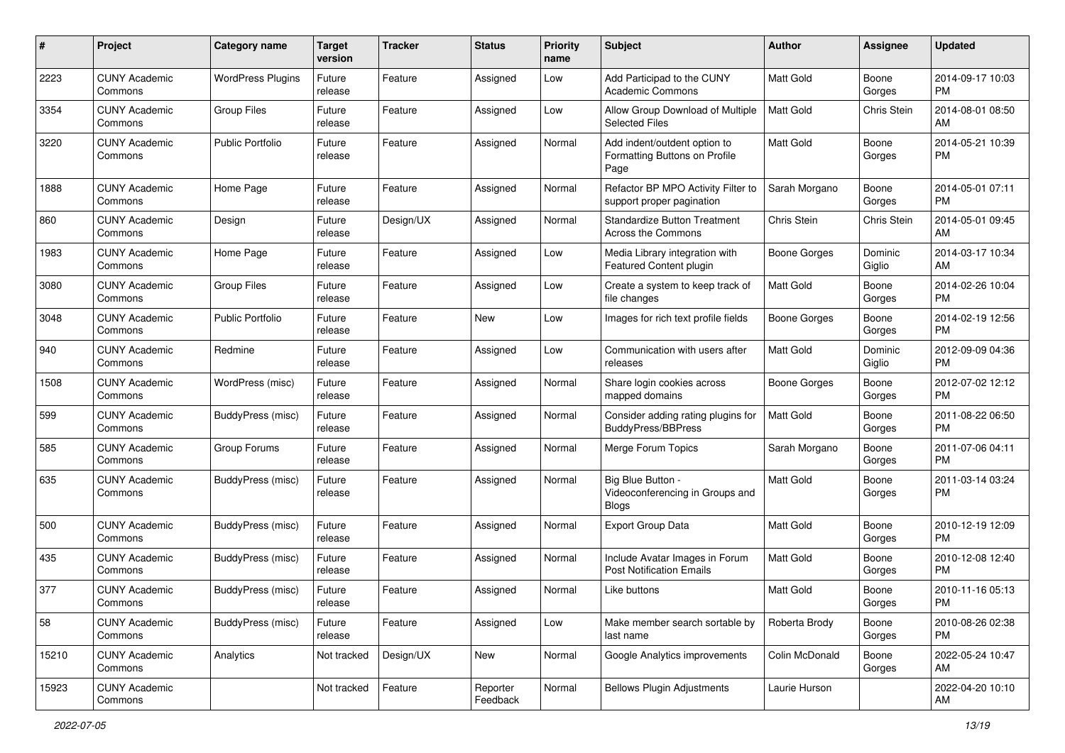| # | Project | Category name | Target version | Tracker | Status | Priority name | Subject | Author | Assignee | Updated |
|---|---|---|---|---|---|---|---|---|---|---|
| 2223 | CUNY Academic Commons | WordPress Plugins | Future release | Feature | Assigned | Low | Add Participad to the CUNY Academic Commons | Matt Gold | Boone Gorges | 2014-09-17 10:03 PM |
| 3354 | CUNY Academic Commons | Group Files | Future release | Feature | Assigned | Low | Allow Group Download of Multiple Selected Files | Matt Gold | Chris Stein | 2014-08-01 08:50 AM |
| 3220 | CUNY Academic Commons | Public Portfolio | Future release | Feature | Assigned | Normal | Add indent/outdent option to Formatting Buttons on Profile Page | Matt Gold | Boone Gorges | 2014-05-21 10:39 PM |
| 1888 | CUNY Academic Commons | Home Page | Future release | Feature | Assigned | Normal | Refactor BP MPO Activity Filter to support proper pagination | Sarah Morgano | Boone Gorges | 2014-05-01 07:11 PM |
| 860 | CUNY Academic Commons | Design | Future release | Design/UX | Assigned | Normal | Standardize Button Treatment Across the Commons | Chris Stein | Chris Stein | 2014-05-01 09:45 AM |
| 1983 | CUNY Academic Commons | Home Page | Future release | Feature | Assigned | Low | Media Library integration with Featured Content plugin | Boone Gorges | Dominic Giglio | 2014-03-17 10:34 AM |
| 3080 | CUNY Academic Commons | Group Files | Future release | Feature | Assigned | Low | Create a system to keep track of file changes | Matt Gold | Boone Gorges | 2014-02-26 10:04 PM |
| 3048 | CUNY Academic Commons | Public Portfolio | Future release | Feature | New | Low | Images for rich text profile fields | Boone Gorges | Boone Gorges | 2014-02-19 12:56 PM |
| 940 | CUNY Academic Commons | Redmine | Future release | Feature | Assigned | Low | Communication with users after releases | Matt Gold | Dominic Giglio | 2012-09-09 04:36 PM |
| 1508 | CUNY Academic Commons | WordPress (misc) | Future release | Feature | Assigned | Normal | Share login cookies across mapped domains | Boone Gorges | Boone Gorges | 2012-07-02 12:12 PM |
| 599 | CUNY Academic Commons | BuddyPress (misc) | Future release | Feature | Assigned | Normal | Consider adding rating plugins for BuddyPress/BBPress | Matt Gold | Boone Gorges | 2011-08-22 06:50 PM |
| 585 | CUNY Academic Commons | Group Forums | Future release | Feature | Assigned | Normal | Merge Forum Topics | Sarah Morgano | Boone Gorges | 2011-07-06 04:11 PM |
| 635 | CUNY Academic Commons | BuddyPress (misc) | Future release | Feature | Assigned | Normal | Big Blue Button - Videoconferencing in Groups and Blogs | Matt Gold | Boone Gorges | 2011-03-14 03:24 PM |
| 500 | CUNY Academic Commons | BuddyPress (misc) | Future release | Feature | Assigned | Normal | Export Group Data | Matt Gold | Boone Gorges | 2010-12-19 12:09 PM |
| 435 | CUNY Academic Commons | BuddyPress (misc) | Future release | Feature | Assigned | Normal | Include Avatar Images in Forum Post Notification Emails | Matt Gold | Boone Gorges | 2010-12-08 12:40 PM |
| 377 | CUNY Academic Commons | BuddyPress (misc) | Future release | Feature | Assigned | Normal | Like buttons | Matt Gold | Boone Gorges | 2010-11-16 05:13 PM |
| 58 | CUNY Academic Commons | BuddyPress (misc) | Future release | Feature | Assigned | Low | Make member search sortable by last name | Roberta Brody | Boone Gorges | 2010-08-26 02:38 PM |
| 15210 | CUNY Academic Commons | Analytics | Not tracked | Design/UX | New | Normal | Google Analytics improvements | Colin McDonald | Boone Gorges | 2022-05-24 10:47 AM |
| 15923 | CUNY Academic Commons | | Not tracked | Feature | Reporter Feedback | Normal | Bellows Plugin Adjustments | Laurie Hurson | | 2022-04-20 10:10 AM |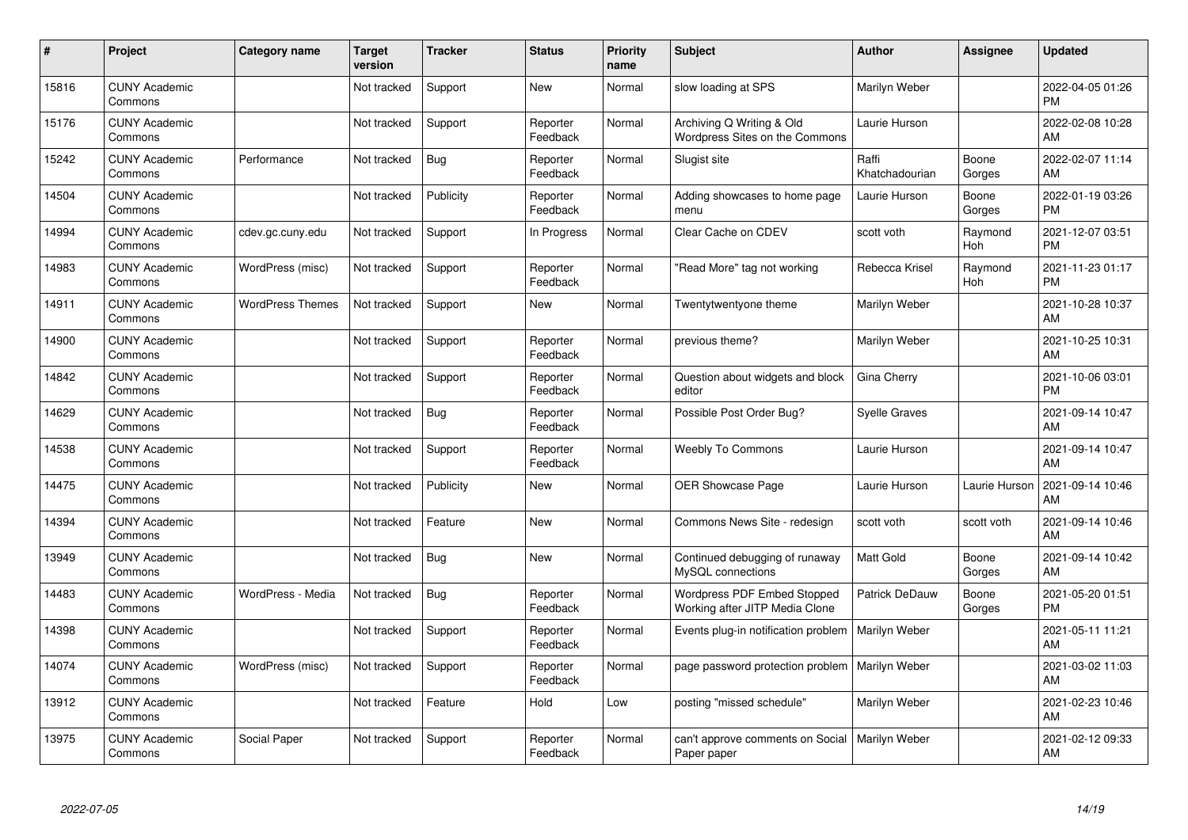| # | Project | Category name | Target version | Tracker | Status | Priority name | Subject | Author | Assignee | Updated |
|---|---|---|---|---|---|---|---|---|---|---|
| 15816 | CUNY Academic Commons | | Not tracked | Support | New | Normal | slow loading at SPS | Marilyn Weber | | 2022-04-05 01:26 PM |
| 15176 | CUNY Academic Commons | | Not tracked | Support | Reporter Feedback | Normal | Archiving Q Writing & Old Wordpress Sites on the Commons | Laurie Hurson | | 2022-02-08 10:28 AM |
| 15242 | CUNY Academic Commons | Performance | Not tracked | Bug | Reporter Feedback | Normal | Slugist site | Raffi Khatchadourian | Boone Gorges | 2022-02-07 11:14 AM |
| 14504 | CUNY Academic Commons | | Not tracked | Publicity | Reporter Feedback | Normal | Adding showcases to home page menu | Laurie Hurson | Boone Gorges | 2022-01-19 03:26 PM |
| 14994 | CUNY Academic Commons | cdev.gc.cuny.edu | Not tracked | Support | In Progress | Normal | Clear Cache on CDEV | scott voth | Raymond Hoh | 2021-12-07 03:51 PM |
| 14983 | CUNY Academic Commons | WordPress (misc) | Not tracked | Support | Reporter Feedback | Normal | "Read More" tag not working | Rebecca Krisel | Raymond Hoh | 2021-11-23 01:17 PM |
| 14911 | CUNY Academic Commons | WordPress Themes | Not tracked | Support | New | Normal | Twentytwentyone theme | Marilyn Weber | | 2021-10-28 10:37 AM |
| 14900 | CUNY Academic Commons | | Not tracked | Support | Reporter Feedback | Normal | previous theme? | Marilyn Weber | | 2021-10-25 10:31 AM |
| 14842 | CUNY Academic Commons | | Not tracked | Support | Reporter Feedback | Normal | Question about widgets and block editor | Gina Cherry | | 2021-10-06 03:01 PM |
| 14629 | CUNY Academic Commons | | Not tracked | Bug | Reporter Feedback | Normal | Possible Post Order Bug? | Syelle Graves | | 2021-09-14 10:47 AM |
| 14538 | CUNY Academic Commons | | Not tracked | Support | Reporter Feedback | Normal | Weebly To Commons | Laurie Hurson | | 2021-09-14 10:47 AM |
| 14475 | CUNY Academic Commons | | Not tracked | Publicity | New | Normal | OER Showcase Page | Laurie Hurson | Laurie Hurson | 2021-09-14 10:46 AM |
| 14394 | CUNY Academic Commons | | Not tracked | Feature | New | Normal | Commons News Site - redesign | scott voth | scott voth | 2021-09-14 10:46 AM |
| 13949 | CUNY Academic Commons | | Not tracked | Bug | New | Normal | Continued debugging of runaway MySQL connections | Matt Gold | Boone Gorges | 2021-09-14 10:42 AM |
| 14483 | CUNY Academic Commons | WordPress - Media | Not tracked | Bug | Reporter Feedback | Normal | Wordpress PDF Embed Stopped Working after JITP Media Clone | Patrick DeDauw | Boone Gorges | 2021-05-20 01:51 PM |
| 14398 | CUNY Academic Commons | | Not tracked | Support | Reporter Feedback | Normal | Events plug-in notification problem | Marilyn Weber | | 2021-05-11 11:21 AM |
| 14074 | CUNY Academic Commons | WordPress (misc) | Not tracked | Support | Reporter Feedback | Normal | page password protection problem | Marilyn Weber | | 2021-03-02 11:03 AM |
| 13912 | CUNY Academic Commons | | Not tracked | Feature | Hold | Low | posting "missed schedule" | Marilyn Weber | | 2021-02-23 10:46 AM |
| 13975 | CUNY Academic Commons | Social Paper | Not tracked | Support | Reporter Feedback | Normal | can't approve comments on Social Paper paper | Marilyn Weber | | 2021-02-12 09:33 AM |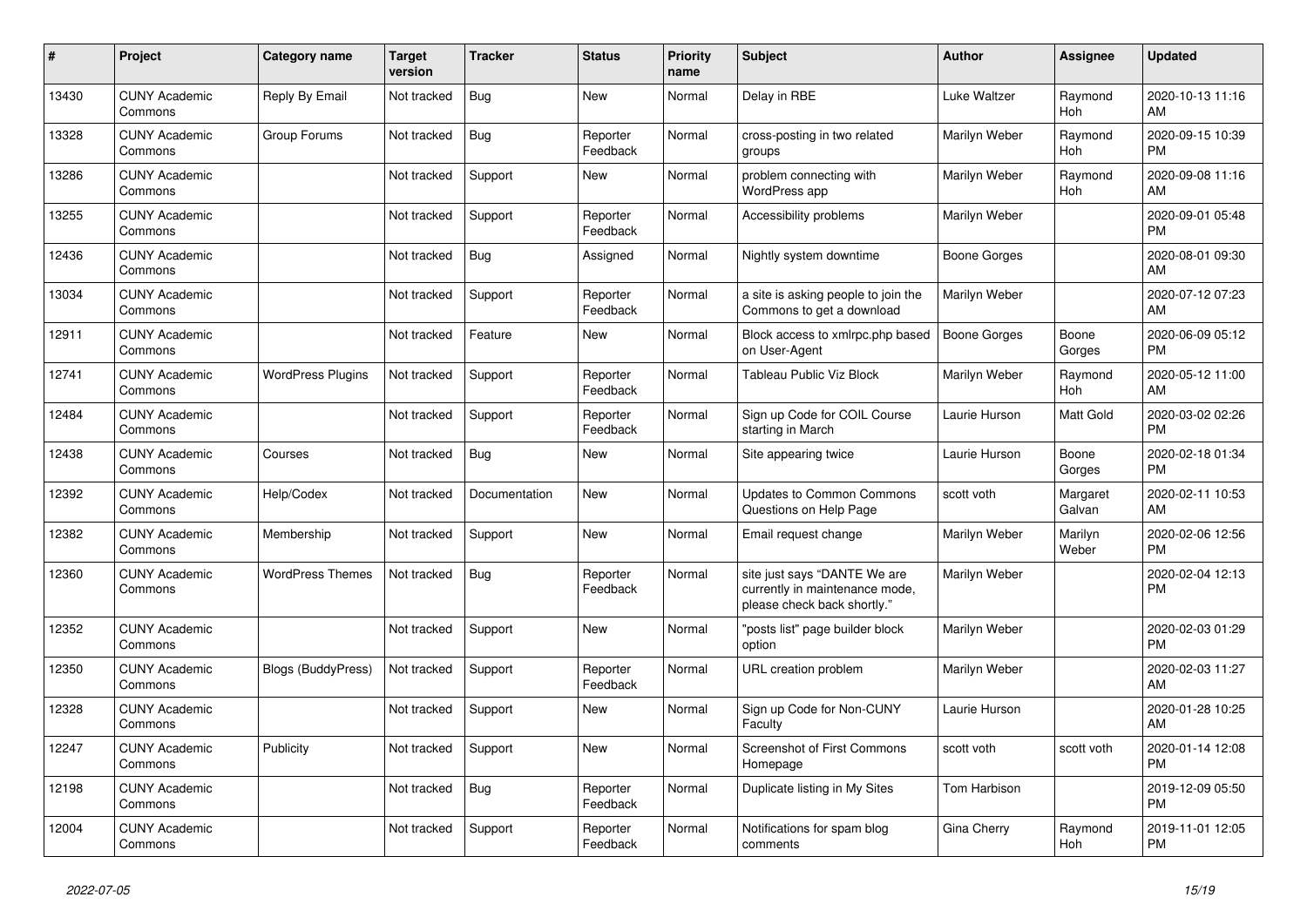| # | Project | Category name | Target version | Tracker | Status | Priority name | Subject | Author | Assignee | Updated |
|---|---|---|---|---|---|---|---|---|---|---|
| 13430 | CUNY Academic Commons | Reply By Email | Not tracked | Bug | New | Normal | Delay in RBE | Luke Waltzer | Raymond Hoh | 2020-10-13 11:16 AM |
| 13328 | CUNY Academic Commons | Group Forums | Not tracked | Bug | Reporter Feedback | Normal | cross-posting in two related groups | Marilyn Weber | Raymond Hoh | 2020-09-15 10:39 PM |
| 13286 | CUNY Academic Commons | | Not tracked | Support | New | Normal | problem connecting with WordPress app | Marilyn Weber | Raymond Hoh | 2020-09-08 11:16 AM |
| 13255 | CUNY Academic Commons | | Not tracked | Support | Reporter Feedback | Normal | Accessibility problems | Marilyn Weber | | 2020-09-01 05:48 PM |
| 12436 | CUNY Academic Commons | | Not tracked | Bug | Assigned | Normal | Nightly system downtime | Boone Gorges | | 2020-08-01 09:30 AM |
| 13034 | CUNY Academic Commons | | Not tracked | Support | Reporter Feedback | Normal | a site is asking people to join the Commons to get a download | Marilyn Weber | | 2020-07-12 07:23 AM |
| 12911 | CUNY Academic Commons | | Not tracked | Feature | New | Normal | Block access to xmlrpc.php based on User-Agent | Boone Gorges | Boone Gorges | 2020-06-09 05:12 PM |
| 12741 | CUNY Academic Commons | WordPress Plugins | Not tracked | Support | Reporter Feedback | Normal | Tableau Public Viz Block | Marilyn Weber | Raymond Hoh | 2020-05-12 11:00 AM |
| 12484 | CUNY Academic Commons | | Not tracked | Support | Reporter Feedback | Normal | Sign up Code for COIL Course starting in March | Laurie Hurson | Matt Gold | 2020-03-02 02:26 PM |
| 12438 | CUNY Academic Commons | Courses | Not tracked | Bug | New | Normal | Site appearing twice | Laurie Hurson | Boone Gorges | 2020-02-18 01:34 PM |
| 12392 | CUNY Academic Commons | Help/Codex | Not tracked | Documentation | New | Normal | Updates to Common Commons Questions on Help Page | scott voth | Margaret Galvan | 2020-02-11 10:53 AM |
| 12382 | CUNY Academic Commons | Membership | Not tracked | Support | New | Normal | Email request change | Marilyn Weber | Marilyn Weber | 2020-02-06 12:56 PM |
| 12360 | CUNY Academic Commons | WordPress Themes | Not tracked | Bug | Reporter Feedback | Normal | site just says "DANTE We are currently in maintenance mode, please check back shortly." | Marilyn Weber | | 2020-02-04 12:13 PM |
| 12352 | CUNY Academic Commons | | Not tracked | Support | New | Normal | "posts list" page builder block option | Marilyn Weber | | 2020-02-03 01:29 PM |
| 12350 | CUNY Academic Commons | Blogs (BuddyPress) | Not tracked | Support | Reporter Feedback | Normal | URL creation problem | Marilyn Weber | | 2020-02-03 11:27 AM |
| 12328 | CUNY Academic Commons | | Not tracked | Support | New | Normal | Sign up Code for Non-CUNY Faculty | Laurie Hurson | | 2020-01-28 10:25 AM |
| 12247 | CUNY Academic Commons | Publicity | Not tracked | Support | New | Normal | Screenshot of First Commons Homepage | scott voth | scott voth | 2020-01-14 12:08 PM |
| 12198 | CUNY Academic Commons | | Not tracked | Bug | Reporter Feedback | Normal | Duplicate listing in My Sites | Tom Harbison | | 2019-12-09 05:50 PM |
| 12004 | CUNY Academic Commons | | Not tracked | Support | Reporter Feedback | Normal | Notifications for spam blog comments | Gina Cherry | Raymond Hoh | 2019-11-01 12:05 PM |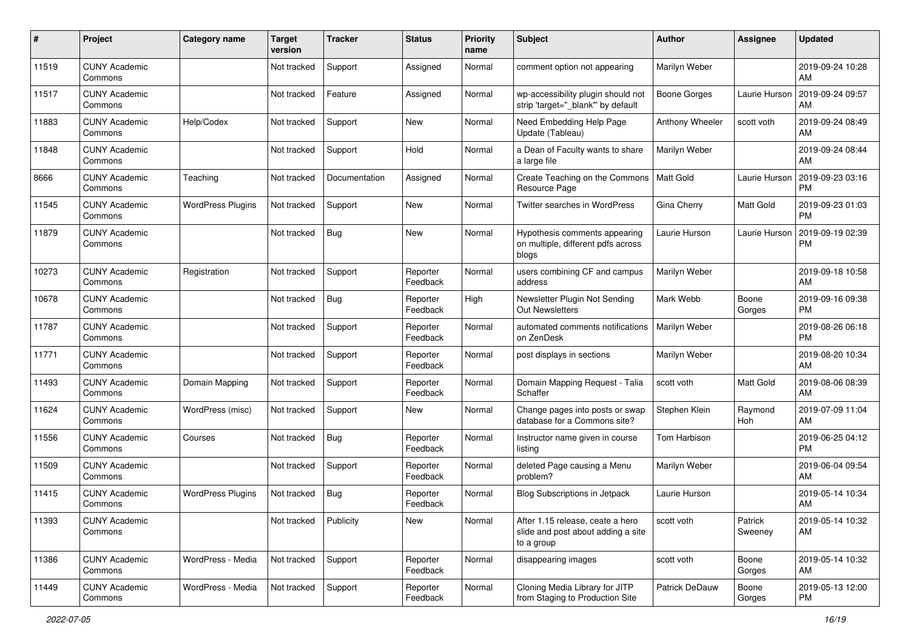| # | Project | Category name | Target version | Tracker | Status | Priority name | Subject | Author | Assignee | Updated |
|---|---|---|---|---|---|---|---|---|---|---|
| 11519 | CUNY Academic Commons | | Not tracked | Support | Assigned | Normal | comment option not appearing | Marilyn Weber | | 2019-09-24 10:28 AM |
| 11517 | CUNY Academic Commons | | Not tracked | Feature | Assigned | Normal | wp-accessibility plugin should not strip 'target="_blank"' by default | Boone Gorges | Laurie Hurson | 2019-09-24 09:57 AM |
| 11883 | CUNY Academic Commons | Help/Codex | Not tracked | Support | New | Normal | Need Embedding Help Page Update (Tableau) | Anthony Wheeler | scott voth | 2019-09-24 08:49 AM |
| 11848 | CUNY Academic Commons | | Not tracked | Support | Hold | Normal | a Dean of Faculty wants to share a large file | Marilyn Weber | | 2019-09-24 08:44 AM |
| 8666 | CUNY Academic Commons | Teaching | Not tracked | Documentation | Assigned | Normal | Create Teaching on the Commons Resource Page | Matt Gold | Laurie Hurson | 2019-09-23 03:16 PM |
| 11545 | CUNY Academic Commons | WordPress Plugins | Not tracked | Support | New | Normal | Twitter searches in WordPress | Gina Cherry | Matt Gold | 2019-09-23 01:03 PM |
| 11879 | CUNY Academic Commons | | Not tracked | Bug | New | Normal | Hypothesis comments appearing on multiple, different pdfs across blogs | Laurie Hurson | Laurie Hurson | 2019-09-19 02:39 PM |
| 10273 | CUNY Academic Commons | Registration | Not tracked | Support | Reporter Feedback | Normal | users combining CF and campus address | Marilyn Weber | | 2019-09-18 10:58 AM |
| 10678 | CUNY Academic Commons | | Not tracked | Bug | Reporter Feedback | High | Newsletter Plugin Not Sending Out Newsletters | Mark Webb | Boone Gorges | 2019-09-16 09:38 PM |
| 11787 | CUNY Academic Commons | | Not tracked | Support | Reporter Feedback | Normal | automated comments notifications on ZenDesk | Marilyn Weber | | 2019-08-26 06:18 PM |
| 11771 | CUNY Academic Commons | | Not tracked | Support | Reporter Feedback | Normal | post displays in sections | Marilyn Weber | | 2019-08-20 10:34 AM |
| 11493 | CUNY Academic Commons | Domain Mapping | Not tracked | Support | Reporter Feedback | Normal | Domain Mapping Request - Talia Schaffer | scott voth | Matt Gold | 2019-08-06 08:39 AM |
| 11624 | CUNY Academic Commons | WordPress (misc) | Not tracked | Support | New | Normal | Change pages into posts or swap database for a Commons site? | Stephen Klein | Raymond Hoh | 2019-07-09 11:04 AM |
| 11556 | CUNY Academic Commons | Courses | Not tracked | Bug | Reporter Feedback | Normal | Instructor name given in course listing | Tom Harbison | | 2019-06-25 04:12 PM |
| 11509 | CUNY Academic Commons | | Not tracked | Support | Reporter Feedback | Normal | deleted Page causing a Menu problem? | Marilyn Weber | | 2019-06-04 09:54 AM |
| 11415 | CUNY Academic Commons | WordPress Plugins | Not tracked | Bug | Reporter Feedback | Normal | Blog Subscriptions in Jetpack | Laurie Hurson | | 2019-05-14 10:34 AM |
| 11393 | CUNY Academic Commons | | Not tracked | Publicity | New | Normal | After 1.15 release, ceate a hero slide and post about adding a site to a group | scott voth | Patrick Sweeney | 2019-05-14 10:32 AM |
| 11386 | CUNY Academic Commons | WordPress - Media | Not tracked | Support | Reporter Feedback | Normal | disappearing images | scott voth | Boone Gorges | 2019-05-14 10:32 AM |
| 11449 | CUNY Academic Commons | WordPress - Media | Not tracked | Support | Reporter Feedback | Normal | Cloning Media Library for JITP from Staging to Production Site | Patrick DeDauw | Boone Gorges | 2019-05-13 12:00 PM |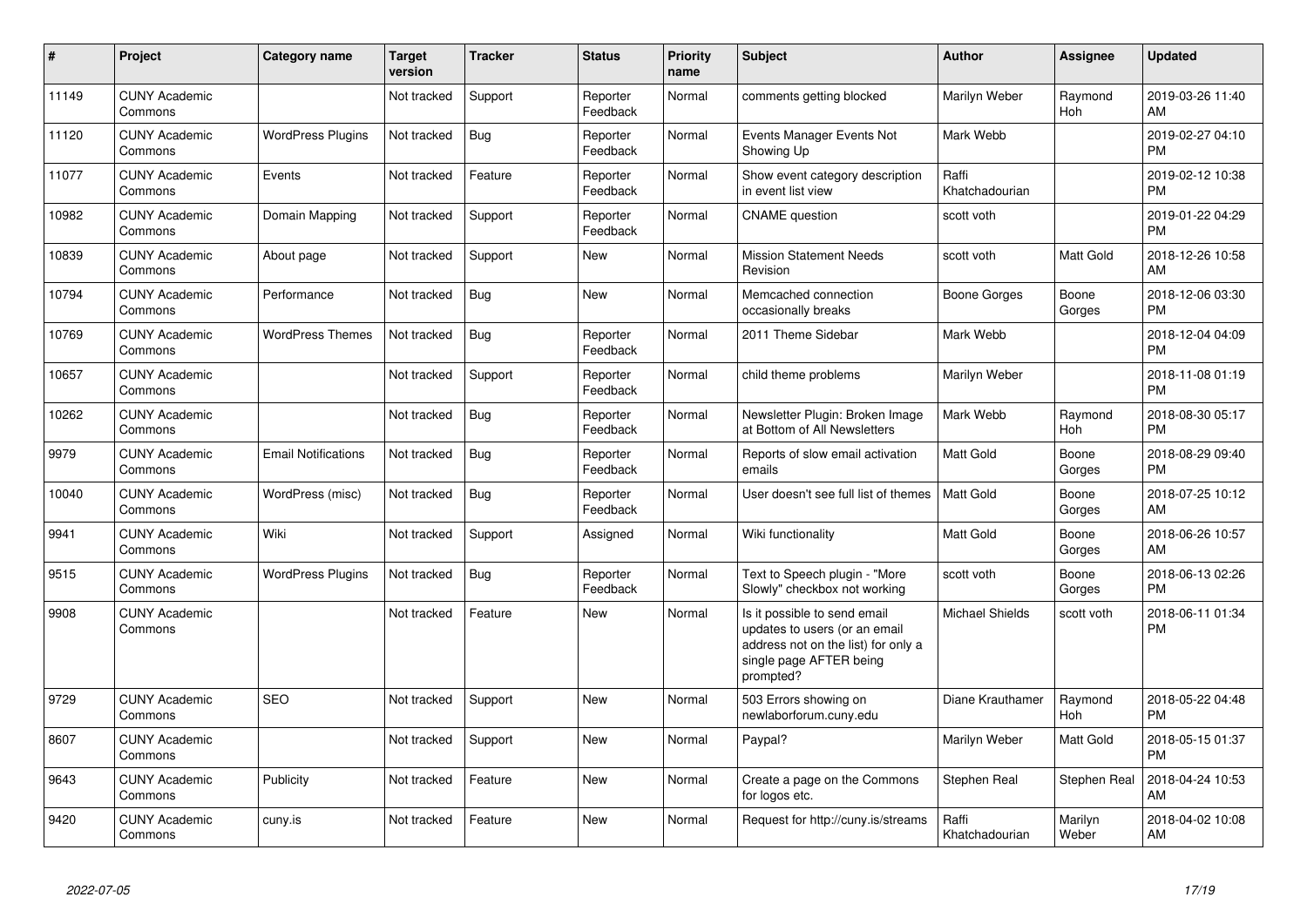| # | Project | Category name | Target version | Tracker | Status | Priority name | Subject | Author | Assignee | Updated |
|---|---|---|---|---|---|---|---|---|---|---|
| 11149 | CUNY Academic Commons | | Not tracked | Support | Reporter Feedback | Normal | comments getting blocked | Marilyn Weber | Raymond Hoh | 2019-03-26 11:40 AM |
| 11120 | CUNY Academic Commons | WordPress Plugins | Not tracked | Bug | Reporter Feedback | Normal | Events Manager Events Not Showing Up | Mark Webb | | 2019-02-27 04:10 PM |
| 11077 | CUNY Academic Commons | Events | Not tracked | Feature | Reporter Feedback | Normal | Show event category description in event list view | Raffi Khatchadourian | | 2019-02-12 10:38 PM |
| 10982 | CUNY Academic Commons | Domain Mapping | Not tracked | Support | Reporter Feedback | Normal | CNAME question | scott voth | | 2019-01-22 04:29 PM |
| 10839 | CUNY Academic Commons | About page | Not tracked | Support | New | Normal | Mission Statement Needs Revision | scott voth | Matt Gold | 2018-12-26 10:58 AM |
| 10794 | CUNY Academic Commons | Performance | Not tracked | Bug | New | Normal | Memcached connection occasionally breaks | Boone Gorges | Boone Gorges | 2018-12-06 03:30 PM |
| 10769 | CUNY Academic Commons | WordPress Themes | Not tracked | Bug | Reporter Feedback | Normal | 2011 Theme Sidebar | Mark Webb | | 2018-12-04 04:09 PM |
| 10657 | CUNY Academic Commons | | Not tracked | Support | Reporter Feedback | Normal | child theme problems | Marilyn Weber | | 2018-11-08 01:19 PM |
| 10262 | CUNY Academic Commons | | Not tracked | Bug | Reporter Feedback | Normal | Newsletter Plugin: Broken Image at Bottom of All Newsletters | Mark Webb | Raymond Hoh | 2018-08-30 05:17 PM |
| 9979 | CUNY Academic Commons | Email Notifications | Not tracked | Bug | Reporter Feedback | Normal | Reports of slow email activation emails | Matt Gold | Boone Gorges | 2018-08-29 09:40 PM |
| 10040 | CUNY Academic Commons | WordPress (misc) | Not tracked | Bug | Reporter Feedback | Normal | User doesn't see full list of themes | Matt Gold | Boone Gorges | 2018-07-25 10:12 AM |
| 9941 | CUNY Academic Commons | Wiki | Not tracked | Support | Assigned | Normal | Wiki functionality | Matt Gold | Boone Gorges | 2018-06-26 10:57 AM |
| 9515 | CUNY Academic Commons | WordPress Plugins | Not tracked | Bug | Reporter Feedback | Normal | Text to Speech plugin - "More Slowly" checkbox not working | scott voth | Boone Gorges | 2018-06-13 02:26 PM |
| 9908 | CUNY Academic Commons | | Not tracked | Feature | New | Normal | Is it possible to send email updates to users (or an email address not on the list) for only a single page AFTER being prompted? | Michael Shields | scott voth | 2018-06-11 01:34 PM |
| 9729 | CUNY Academic Commons | SEO | Not tracked | Support | New | Normal | 503 Errors showing on newlaborforum.cuny.edu | Diane Krauthamer | Raymond Hoh | 2018-05-22 04:48 PM |
| 8607 | CUNY Academic Commons | | Not tracked | Support | New | Normal | Paypal? | Marilyn Weber | Matt Gold | 2018-05-15 01:37 PM |
| 9643 | CUNY Academic Commons | Publicity | Not tracked | Feature | New | Normal | Create a page on the Commons for logos etc. | Stephen Real | Stephen Real | 2018-04-24 10:53 AM |
| 9420 | CUNY Academic Commons | cuny.is | Not tracked | Feature | New | Normal | Request for http://cuny.is/streams | Raffi Khatchadourian | Marilyn Weber | 2018-04-02 10:08 AM |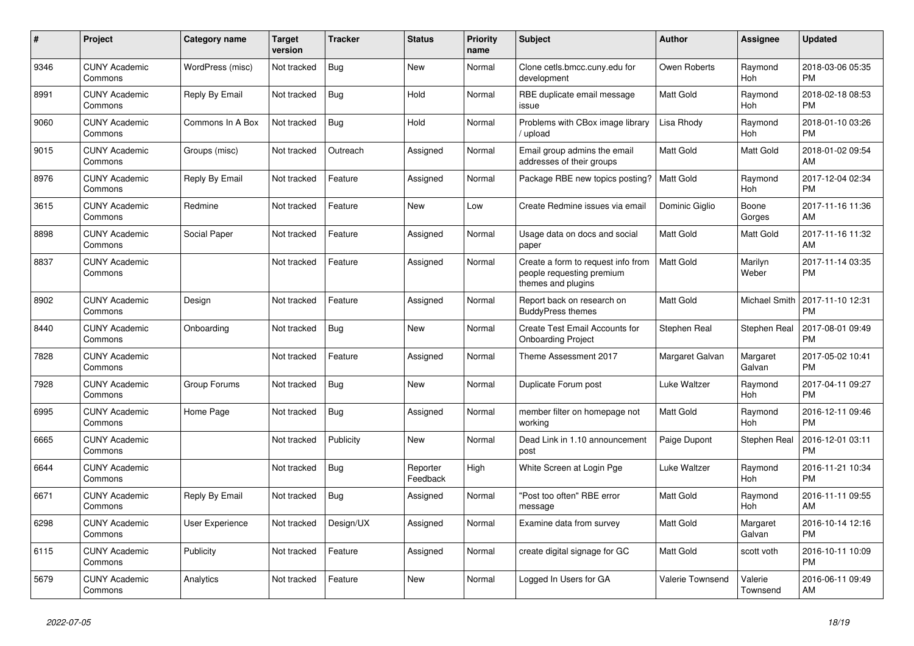| # | Project | Category name | Target version | Tracker | Status | Priority name | Subject | Author | Assignee | Updated |
|---|---|---|---|---|---|---|---|---|---|---|
| 9346 | CUNY Academic Commons | WordPress (misc) | Not tracked | Bug | New | Normal | Clone cetls.bmcc.cuny.edu for development | Owen Roberts | Raymond Hoh | 2018-03-06 05:35 PM |
| 8991 | CUNY Academic Commons | Reply By Email | Not tracked | Bug | Hold | Normal | RBE duplicate email message issue | Matt Gold | Raymond Hoh | 2018-02-18 08:53 PM |
| 9060 | CUNY Academic Commons | Commons In A Box | Not tracked | Bug | Hold | Normal | Problems with CBox image library / upload | Lisa Rhody | Raymond Hoh | 2018-01-10 03:26 PM |
| 9015 | CUNY Academic Commons | Groups (misc) | Not tracked | Outreach | Assigned | Normal | Email group admins the email addresses of their groups | Matt Gold | Matt Gold | 2018-01-02 09:54 AM |
| 8976 | CUNY Academic Commons | Reply By Email | Not tracked | Feature | Assigned | Normal | Package RBE new topics posting? | Matt Gold | Raymond Hoh | 2017-12-04 02:34 PM |
| 3615 | CUNY Academic Commons | Redmine | Not tracked | Feature | New | Low | Create Redmine issues via email | Dominic Giglio | Boone Gorges | 2017-11-16 11:36 AM |
| 8898 | CUNY Academic Commons | Social Paper | Not tracked | Feature | Assigned | Normal | Usage data on docs and social paper | Matt Gold | Matt Gold | 2017-11-16 11:32 AM |
| 8837 | CUNY Academic Commons | | Not tracked | Feature | Assigned | Normal | Create a form to request info from people requesting premium themes and plugins | Matt Gold | Marilyn Weber | 2017-11-14 03:35 PM |
| 8902 | CUNY Academic Commons | Design | Not tracked | Feature | Assigned | Normal | Report back on research on BuddyPress themes | Matt Gold | Michael Smith | 2017-11-10 12:31 PM |
| 8440 | CUNY Academic Commons | Onboarding | Not tracked | Bug | New | Normal | Create Test Email Accounts for Onboarding Project | Stephen Real | Stephen Real | 2017-08-01 09:49 PM |
| 7828 | CUNY Academic Commons | | Not tracked | Feature | Assigned | Normal | Theme Assessment 2017 | Margaret Galvan | Margaret Galvan | 2017-05-02 10:41 PM |
| 7928 | CUNY Academic Commons | Group Forums | Not tracked | Bug | New | Normal | Duplicate Forum post | Luke Waltzer | Raymond Hoh | 2017-04-11 09:27 PM |
| 6995 | CUNY Academic Commons | Home Page | Not tracked | Bug | Assigned | Normal | member filter on homepage not working | Matt Gold | Raymond Hoh | 2016-12-11 09:46 PM |
| 6665 | CUNY Academic Commons | | Not tracked | Publicity | New | Normal | Dead Link in 1.10 announcement post | Paige Dupont | Stephen Real | 2016-12-01 03:11 PM |
| 6644 | CUNY Academic Commons | | Not tracked | Bug | Reporter Feedback | High | White Screen at Login Pge | Luke Waltzer | Raymond Hoh | 2016-11-21 10:34 PM |
| 6671 | CUNY Academic Commons | Reply By Email | Not tracked | Bug | Assigned | Normal | "Post too often" RBE error message | Matt Gold | Raymond Hoh | 2016-11-11 09:55 AM |
| 6298 | CUNY Academic Commons | User Experience | Not tracked | Design/UX | Assigned | Normal | Examine data from survey | Matt Gold | Margaret Galvan | 2016-10-14 12:16 PM |
| 6115 | CUNY Academic Commons | Publicity | Not tracked | Feature | Assigned | Normal | create digital signage for GC | Matt Gold | scott voth | 2016-10-11 10:09 PM |
| 5679 | CUNY Academic Commons | Analytics | Not tracked | Feature | New | Normal | Logged In Users for GA | Valerie Townsend | Valerie Townsend | 2016-06-11 09:49 AM |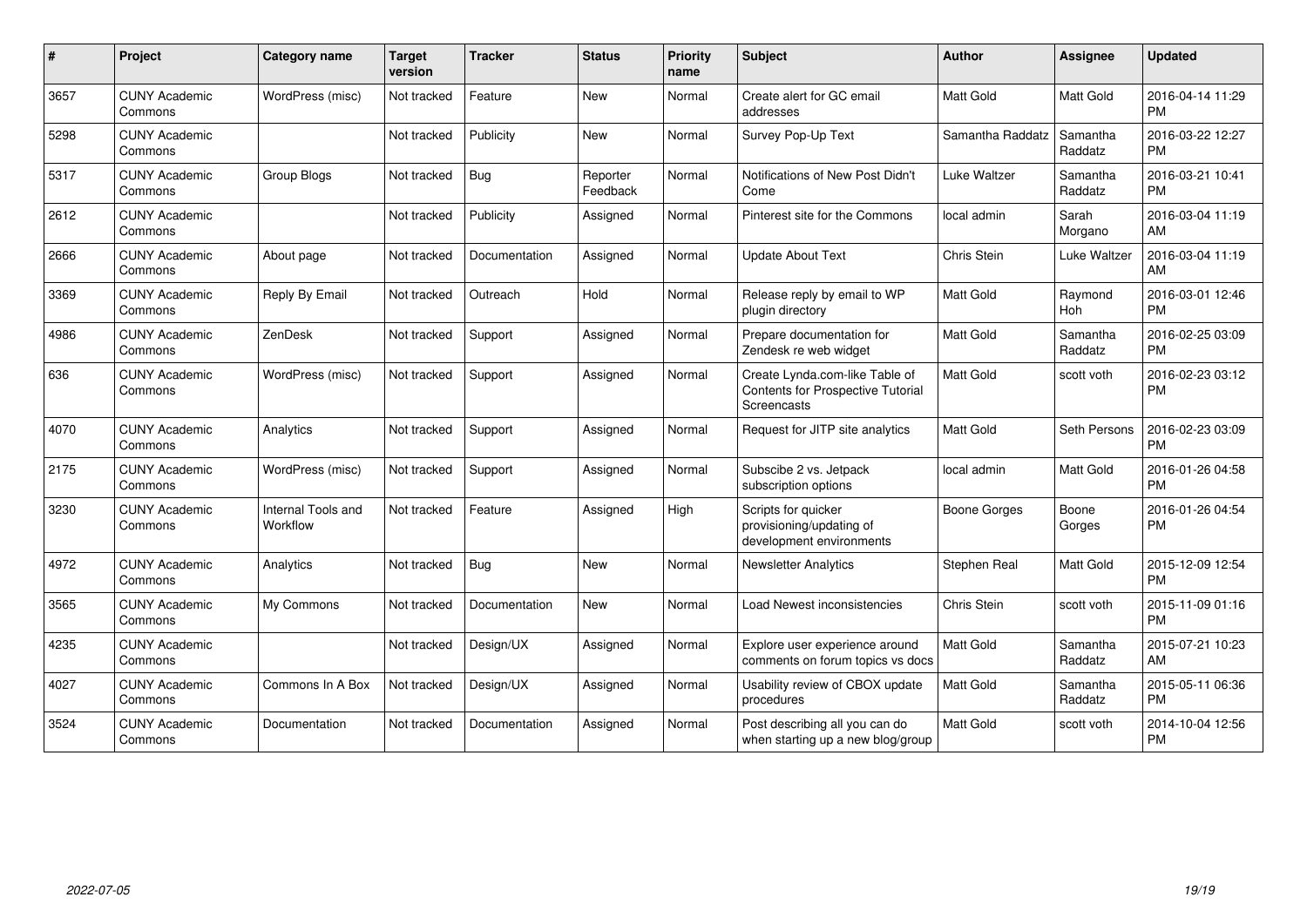| # | Project | Category name | Target version | Tracker | Status | Priority name | Subject | Author | Assignee | Updated |
|---|---|---|---|---|---|---|---|---|---|---|
| 3657 | CUNY Academic Commons | WordPress (misc) | Not tracked | Feature | New | Normal | Create alert for GC email addresses | Matt Gold | Matt Gold | 2016-04-14 11:29 PM |
| 5298 | CUNY Academic Commons | | Not tracked | Publicity | New | Normal | Survey Pop-Up Text | Samantha Raddatz | Samantha Raddatz | 2016-03-22 12:27 PM |
| 5317 | CUNY Academic Commons | Group Blogs | Not tracked | Bug | Reporter Feedback | Normal | Notifications of New Post Didn't Come | Luke Waltzer | Samantha Raddatz | 2016-03-21 10:41 PM |
| 2612 | CUNY Academic Commons | | Not tracked | Publicity | Assigned | Normal | Pinterest site for the Commons | local admin | Sarah Morgano | 2016-03-04 11:19 AM |
| 2666 | CUNY Academic Commons | About page | Not tracked | Documentation | Assigned | Normal | Update About Text | Chris Stein | Luke Waltzer | 2016-03-04 11:19 AM |
| 3369 | CUNY Academic Commons | Reply By Email | Not tracked | Outreach | Hold | Normal | Release reply by email to WP plugin directory | Matt Gold | Raymond Hoh | 2016-03-01 12:46 PM |
| 4986 | CUNY Academic Commons | ZenDesk | Not tracked | Support | Assigned | Normal | Prepare documentation for Zendesk re web widget | Matt Gold | Samantha Raddatz | 2016-02-25 03:09 PM |
| 636 | CUNY Academic Commons | WordPress (misc) | Not tracked | Support | Assigned | Normal | Create Lynda.com-like Table of Contents for Prospective Tutorial Screencasts | Matt Gold | scott voth | 2016-02-23 03:12 PM |
| 4070 | CUNY Academic Commons | Analytics | Not tracked | Support | Assigned | Normal | Request for JITP site analytics | Matt Gold | Seth Persons | 2016-02-23 03:09 PM |
| 2175 | CUNY Academic Commons | WordPress (misc) | Not tracked | Support | Assigned | Normal | Subscibe 2 vs. Jetpack subscription options | local admin | Matt Gold | 2016-01-26 04:58 PM |
| 3230 | CUNY Academic Commons | Internal Tools and Workflow | Not tracked | Feature | Assigned | High | Scripts for quicker provisioning/updating of development environments | Boone Gorges | Boone Gorges | 2016-01-26 04:54 PM |
| 4972 | CUNY Academic Commons | Analytics | Not tracked | Bug | New | Normal | Newsletter Analytics | Stephen Real | Matt Gold | 2015-12-09 12:54 PM |
| 3565 | CUNY Academic Commons | My Commons | Not tracked | Documentation | New | Normal | Load Newest inconsistencies | Chris Stein | scott voth | 2015-11-09 01:16 PM |
| 4235 | CUNY Academic Commons | | Not tracked | Design/UX | Assigned | Normal | Explore user experience around comments on forum topics vs docs | Matt Gold | Samantha Raddatz | 2015-07-21 10:23 AM |
| 4027 | CUNY Academic Commons | Commons In A Box | Not tracked | Design/UX | Assigned | Normal | Usability review of CBOX update procedures | Matt Gold | Samantha Raddatz | 2015-05-11 06:36 PM |
| 3524 | CUNY Academic Commons | Documentation | Not tracked | Documentation | Assigned | Normal | Post describing all you can do when starting up a new blog/group | Matt Gold | scott voth | 2014-10-04 12:56 PM |